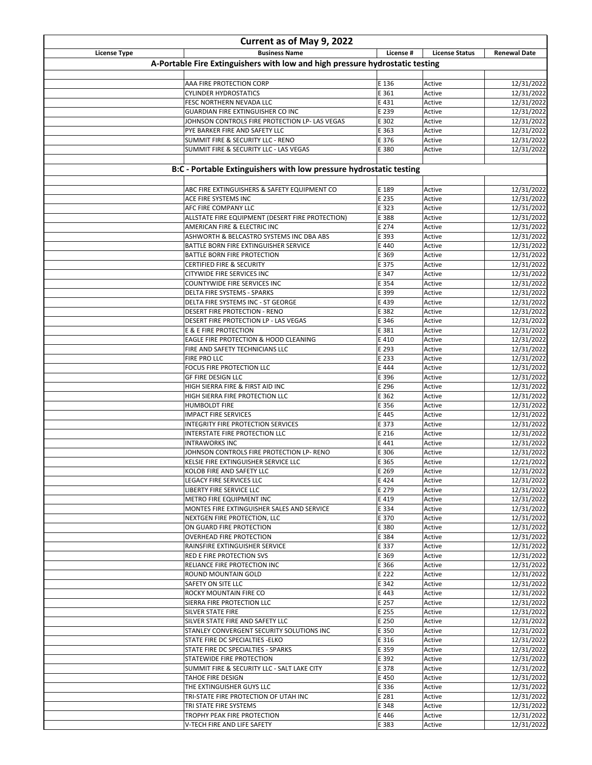## Current as of May 9, 2022

| License Type | Business Name | License # | License Status | Renewal Date |
|---|---|---|---|---|
| **A-Portable Fire Extinguishers with low and high pressure hydrostatic testing** | | | | |
| | | | | |
| | AAA FIRE PROTECTION CORP | E 136 | Active | 12/31/2022 |
| | CYLINDER HYDROSTATICS | E 361 | Active | 12/31/2022 |
| | FESC NORTHERN NEVADA LLC | E 431 | Active | 12/31/2022 |
| | GUARDIAN FIRE EXTINGUISHER CO INC | E 239 | Active | 12/31/2022 |
| | JOHNSON CONTROLS FIRE PROTECTION LP- LAS VEGAS | E 302 | Active | 12/31/2022 |
| | PYE BARKER FIRE AND SAFETY LLC | E 363 | Active | 12/31/2022 |
| | SUMMIT FIRE & SECURITY LLC - RENO | E 376 | Active | 12/31/2022 |
| | SUMMIT FIRE & SECURITY LLC - LAS VEGAS | E 380 | Active | 12/31/2022 |
| | | | | |
| **B:C - Portable Extinguishers with low pressure hydrostatic testing** | | | | |
| | | | | |
| | ABC FIRE EXTINGUISHERS & SAFETY EQUIPMENT CO | E 189 | Active | 12/31/2022 |
| | ACE FIRE SYSTEMS INC | E 235 | Active | 12/31/2022 |
| | AFC FIRE COMPANY LLC | E 323 | Active | 12/31/2022 |
| | ALLSTATE FIRE EQUIPMENT (DESERT FIRE PROTECTION) | E 388 | Active | 12/31/2022 |
| | AMERICAN FIRE & ELECTRIC INC | E 274 | Active | 12/31/2022 |
| | ASHWORTH & BELCASTRO SYSTEMS INC DBA ABS | E 393 | Active | 12/31/2022 |
| | BATTLE BORN FIRE EXTINGUISHER SERVICE | E 440 | Active | 12/31/2022 |
| | BATTLE BORN FIRE PROTECTION | E 369 | Active | 12/31/2022 |
| | CERTIFIED FIRE & SECURITY | E 375 | Active | 12/31/2022 |
| | CITYWIDE FIRE SERVICES INC | E 347 | Active | 12/31/2022 |
| | COUNTYWIDE FIRE SERVICES INC | E 354 | Active | 12/31/2022 |
| | DELTA FIRE SYSTEMS - SPARKS | E 399 | Active | 12/31/2022 |
| | DELTA FIRE SYSTEMS INC - ST GEORGE | E 439 | Active | 12/31/2022 |
| | DESERT FIRE PROTECTION - RENO | E 382 | Active | 12/31/2022 |
| | DESERT FIRE PROTECTION LP - LAS VEGAS | E 346 | Active | 12/31/2022 |
| | E & E FIRE PROTECTION | E 381 | Active | 12/31/2022 |
| | EAGLE FIRE PROTECTION & HOOD CLEANING | E 410 | Active | 12/31/2022 |
| | FIRE AND SAFETY TECHNICIANS LLC | E 293 | Active | 12/31/2022 |
| | FIRE PRO LLC | E 233 | Active | 12/31/2022 |
| | FOCUS FIRE PROTECTION LLC | E 444 | Active | 12/31/2022 |
| | GF FIRE DESIGN LLC | E 396 | Active | 12/31/2022 |
| | HIGH SIERRA FIRE & FIRST AID INC | E 296 | Active | 12/31/2022 |
| | HIGH SIERRA FIRE PROTECTION LLC | E 362 | Active | 12/31/2022 |
| | HUMBOLDT FIRE | E 356 | Active | 12/31/2022 |
| | IMPACT FIRE SERVICES | E 445 | Active | 12/31/2022 |
| | INTEGRITY FIRE PROTECTION SERVICES | E 373 | Active | 12/31/2022 |
| | INTERSTATE FIRE PROTECTION LLC | E 216 | Active | 12/31/2022 |
| | INTRAWORKS INC | E 441 | Active | 12/31/2022 |
| | JOHNSON CONTROLS FIRE PROTECTION LP- RENO | E 306 | Active | 12/31/2022 |
| | KELSIE FIRE EXTINGUISHER SERVICE LLC | E 365 | Active | 12/21/2022 |
| | KOLOB FIRE AND SAFETY LLC | E 269 | Active | 12/31/2022 |
| | LEGACY FIRE SERVICES LLC | E 424 | Active | 12/31/2022 |
| | LIBERTY FIRE SERVICE LLC | E 279 | Active | 12/31/2022 |
| | METRO FIRE EQUIPMENT INC | E 419 | Active | 12/31/2022 |
| | MONTES FIRE EXTINGUISHER SALES AND SERVICE | E 334 | Active | 12/31/2022 |
| | NEXTGEN FIRE PROTECTION, LLC | E 370 | Active | 12/31/2022 |
| | ON GUARD FIRE PROTECTION | E 380 | Active | 12/31/2022 |
| | OVERHEAD FIRE PROTECTION | E 384 | Active | 12/31/2022 |
| | RAINSFIRE EXTINGUISHER SERVICE | E 337 | Active | 12/31/2022 |
| | RED E FIRE PROTECTION SVS | E 369 | Active | 12/31/2022 |
| | RELIANCE FIRE PROTECTION INC | E 366 | Active | 12/31/2022 |
| | ROUND MOUNTAIN GOLD | E 222 | Active | 12/31/2022 |
| | SAFETY ON SITE LLC | E 342 | Active | 12/31/2022 |
| | ROCKY MOUNTAIN FIRE CO | E 443 | Active | 12/31/2022 |
| | SIERRA FIRE PROTECTION LLC | E 257 | Active | 12/31/2022 |
| | SILVER STATE FIRE | E 255 | Active | 12/31/2022 |
| | SILVER STATE FIRE AND SAFETY LLC | E 250 | Active | 12/31/2022 |
| | STANLEY CONVERGENT SECURITY SOLUTIONS INC | E 350 | Active | 12/31/2022 |
| | STATE FIRE DC SPECIALTIES -ELKO | E 316 | Active | 12/31/2022 |
| | STATE FIRE DC SPECIALTIES - SPARKS | E 359 | Active | 12/31/2022 |
| | STATEWIDE FIRE PROTECTION | E 392 | Active | 12/31/2022 |
| | SUMMIT FIRE & SECURITY LLC - SALT LAKE CITY | E 378 | Active | 12/31/2022 |
| | TAHOE FIRE DESIGN | E 450 | Active | 12/31/2022 |
| | THE EXTINGUISHER GUYS LLC | E 336 | Active | 12/31/2022 |
| | TRI-STATE FIRE PROTECTION OF UTAH INC | E 281 | Active | 12/31/2022 |
| | TRI STATE FIRE SYSTEMS | E 348 | Active | 12/31/2022 |
| | TROPHY PEAK FIRE PROTECTION | E 446 | Active | 12/31/2022 |
| | V-TECH FIRE AND LIFE SAFETY | E 383 | Active | 12/31/2022 |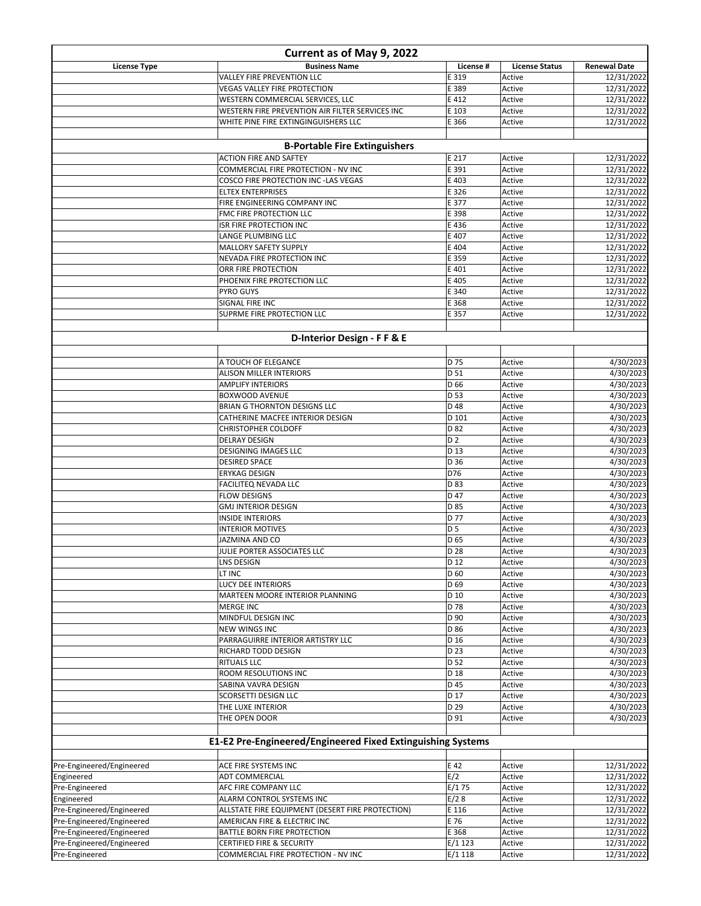| License Type | Business Name | License # | License Status | Renewal Date |
|---|---|---|---|---|
| | VALLEY FIRE PREVENTION LLC | E 319 | Active | 12/31/2022 |
| | VEGAS VALLEY FIRE PROTECTION | E 389 | Active | 12/31/2022 |
| | WESTERN COMMERCIAL SERVICES, LLC | E 412 | Active | 12/31/2022 |
| | WESTERN FIRE PREVENTION AIR FILTER SERVICES INC | E 103 | Active | 12/31/2022 |
| | WHITE PINE FIRE EXTINGINGUISHERS LLC | E 366 | Active | 12/31/2022 |
| | | | | |
| | **B-Portable Fire Extinguishers** | | | |
| | ACTION FIRE AND SAFTEY | E 217 | Active | 12/31/2022 |
| | COMMERCIAL FIRE PROTECTION - NV INC | E 391 | Active | 12/31/2022 |
| | COSCO FIRE PROTECTION INC -LAS VEGAS | E 403 | Active | 12/31/2022 |
| | ELTEX ENTERPRISES | E 326 | Active | 12/31/2022 |
| | FIRE ENGINEERING COMPANY INC | E 377 | Active | 12/31/2022 |
| | FMC FIRE PROTECTION LLC | E 398 | Active | 12/31/2022 |
| | ISR FIRE PROTECTION INC | E 436 | Active | 12/31/2022 |
| | LANGE PLUMBING LLC | E 407 | Active | 12/31/2022 |
| | MALLORY SAFETY SUPPLY | E 404 | Active | 12/31/2022 |
| | NEVADA FIRE PROTECTION INC | E 359 | Active | 12/31/2022 |
| | ORR FIRE PROTECTION | E 401 | Active | 12/31/2022 |
| | PHOENIX FIRE PROTECTION LLC | E 405 | Active | 12/31/2022 |
| | PYRO GUYS | E 340 | Active | 12/31/2022 |
| | SIGNAL FIRE INC | E 368 | Active | 12/31/2022 |
| | SUPRME FIRE PROTECTION LLC | E 357 | Active | 12/31/2022 |
| | | | | |
| | **D-Interior Design - F F & E** | | | |
| | | | | |
| | A TOUCH OF ELEGANCE | D 75 | Active | 4/30/2023 |
| | ALISON MILLER INTERIORS | D 51 | Active | 4/30/2023 |
| | AMPLIFY INTERIORS | D 66 | Active | 4/30/2023 |
| | BOXWOOD AVENUE | D 53 | Active | 4/30/2023 |
| | BRIAN G THORNTON DESIGNS LLC | D 48 | Active | 4/30/2023 |
| | CATHERINE MACFEE INTERIOR DESIGN | D 101 | Active | 4/30/2023 |
| | CHRISTOPHER COLDOFF | D 82 | Active | 4/30/2023 |
| | DELRAY DESIGN | D 2 | Active | 4/30/2023 |
| | DESIGNING IMAGES LLC | D 13 | Active | 4/30/2023 |
| | DESIRED SPACE | D 36 | Active | 4/30/2023 |
| | ERYKAG DESIGN | D76 | Active | 4/30/2023 |
| | FACILITEQ NEVADA LLC | D 83 | Active | 4/30/2023 |
| | FLOW DESIGNS | D 47 | Active | 4/30/2023 |
| | GMJ INTERIOR DESIGN | D 85 | Active | 4/30/2023 |
| | INSIDE INTERIORS | D 77 | Active | 4/30/2023 |
| | INTERIOR MOTIVES | D 5 | Active | 4/30/2023 |
| | JAZMINA AND CO | D 65 | Active | 4/30/2023 |
| | JULIE PORTER ASSOCIATES LLC | D 28 | Active | 4/30/2023 |
| | LNS DESIGN | D 12 | Active | 4/30/2023 |
| | LT INC | D 60 | Active | 4/30/2023 |
| | LUCY DEE INTERIORS | D 69 | Active | 4/30/2023 |
| | MARTEEN MOORE INTERIOR PLANNING | D 10 | Active | 4/30/2023 |
| | MERGE INC | D 78 | Active | 4/30/2023 |
| | MINDFUL DESIGN INC | D 90 | Active | 4/30/2023 |
| | NEW WINGS INC | D 86 | Active | 4/30/2023 |
| | PARRAGUIRRE INTERIOR ARTISTRY LLC | D 16 | Active | 4/30/2023 |
| | RICHARD TODD DESIGN | D 23 | Active | 4/30/2023 |
| | RITUALS LLC | D 52 | Active | 4/30/2023 |
| | ROOM RESOLUTIONS INC | D 18 | Active | 4/30/2023 |
| | SABINA VAVRA DESIGN | D 45 | Active | 4/30/2023 |
| | SCORSETTI DESIGN LLC | D 17 | Active | 4/30/2023 |
| | THE LUXE INTERIOR | D 29 | Active | 4/30/2023 |
| | THE OPEN DOOR | D 91 | Active | 4/30/2023 |
| | | | | |
| | **E1-E2 Pre-Engineered/Engineered Fixed Extinguishing Systems** | | | |
| | | | | |
| Pre-Engineered/Engineered | ACE FIRE SYSTEMS INC | E 42 | Active | 12/31/2022 |
| Engineered | ADT COMMERCIAL | E/2 | Active | 12/31/2022 |
| Pre-Engineered | AFC FIRE COMPANY LLC | E/1 75 | Active | 12/31/2022 |
| Engineered | ALARM CONTROL SYSTEMS INC | E/2 8 | Active | 12/31/2022 |
| Pre-Engineered/Engineered | ALLSTATE FIRE EQUIPMENT (DESERT FIRE PROTECTION) | E 116 | Active | 12/31/2022 |
| Pre-Engineered/Engineered | AMERICAN FIRE & ELECTRIC INC | E 76 | Active | 12/31/2022 |
| Pre-Engineered/Engineered | BATTLE BORN FIRE PROTECTION | E 368 | Active | 12/31/2022 |
| Pre-Engineered/Engineered | CERTIFIED FIRE & SECURITY | E/1 123 | Active | 12/31/2022 |
| Pre-Engineered | COMMERCIAL FIRE PROTECTION - NV INC | E/1 118 | Active | 12/31/2022 |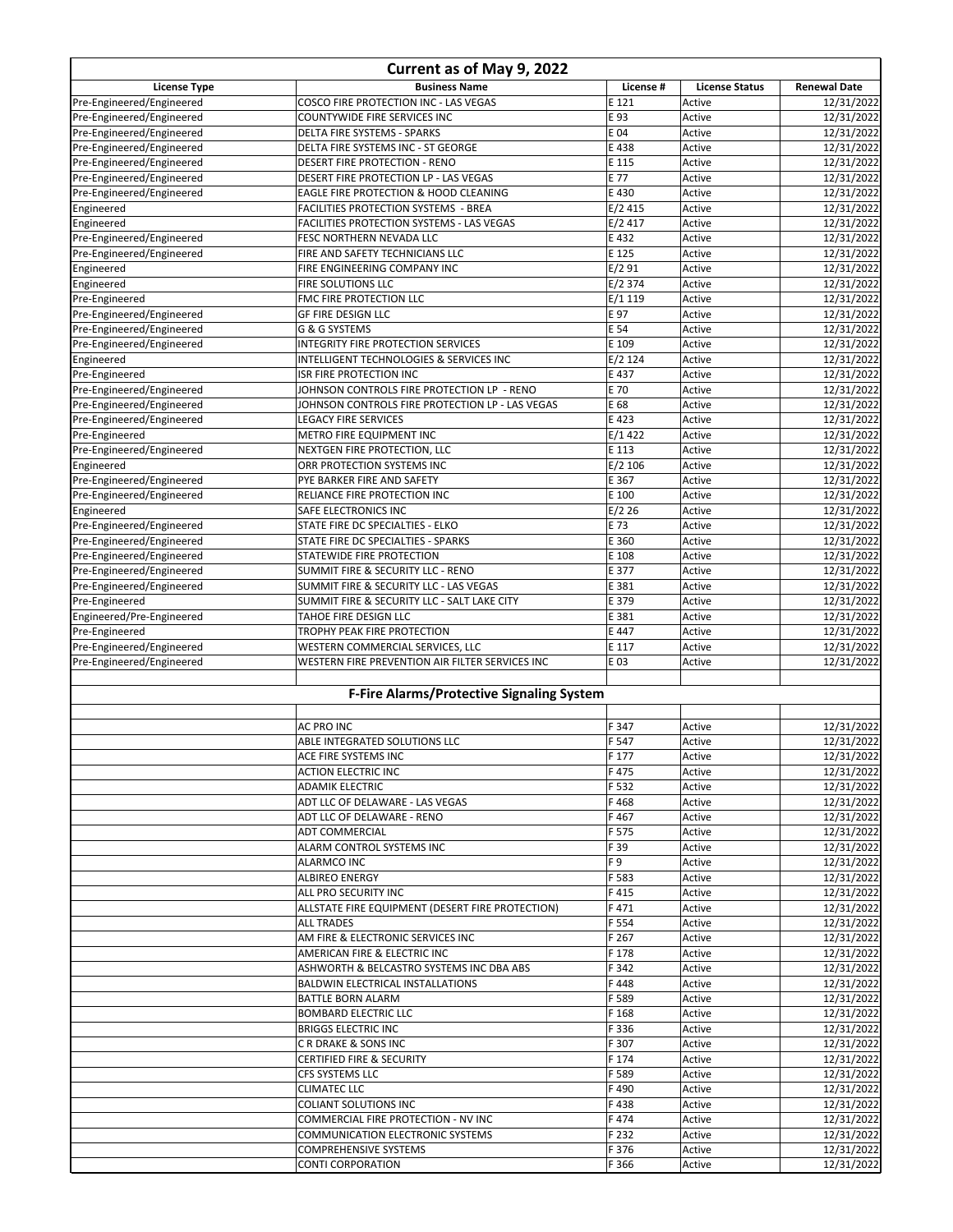| Current as of May 9, 2022 | | | | |
|---|---|---|---|---|
| **License Type** | **Business Name** | **License #** | **License Status** | **Renewal Date** |
| Pre-Engineered/Engineered | COSCO FIRE PROTECTION INC - LAS VEGAS | E 121 | Active | 12/31/2022 |
| Pre-Engineered/Engineered | COUNTYWIDE FIRE SERVICES INC | E 93 | Active | 12/31/2022 |
| Pre-Engineered/Engineered | DELTA FIRE SYSTEMS - SPARKS | E 04 | Active | 12/31/2022 |
| Pre-Engineered/Engineered | DELTA FIRE SYSTEMS INC - ST GEORGE | E 438 | Active | 12/31/2022 |
| Pre-Engineered/Engineered | DESERT FIRE PROTECTION - RENO | E 115 | Active | 12/31/2022 |
| Pre-Engineered/Engineered | DESERT FIRE PROTECTION LP - LAS VEGAS | E 77 | Active | 12/31/2022 |
| Pre-Engineered/Engineered | EAGLE FIRE PROTECTION & HOOD CLEANING | E 430 | Active | 12/31/2022 |
| Engineered | FACILITIES PROTECTION SYSTEMS - BREA | E/2 415 | Active | 12/31/2022 |
| Engineered | FACILITIES PROTECTION SYSTEMS - LAS VEGAS | E/2 417 | Active | 12/31/2022 |
| Pre-Engineered/Engineered | FESC NORTHERN NEVADA LLC | E 432 | Active | 12/31/2022 |
| Pre-Engineered/Engineered | FIRE AND SAFETY TECHNICIANS LLC | E 125 | Active | 12/31/2022 |
| Engineered | FIRE ENGINEERING COMPANY INC | E/2 91 | Active | 12/31/2022 |
| Engineered | FIRE SOLUTIONS LLC | E/2 374 | Active | 12/31/2022 |
| Pre-Engineered | FMC FIRE PROTECTION LLC | E/1 119 | Active | 12/31/2022 |
| Pre-Engineered/Engineered | GF FIRE DESIGN LLC | E 97 | Active | 12/31/2022 |
| Pre-Engineered/Engineered | G & G SYSTEMS | E 54 | Active | 12/31/2022 |
| Pre-Engineered/Engineered | INTEGRITY FIRE PROTECTION SERVICES | E 109 | Active | 12/31/2022 |
| Engineered | INTELLIGENT TECHNOLOGIES & SERVICES INC | E/2 124 | Active | 12/31/2022 |
| Pre-Engineered | ISR FIRE PROTECTION INC | E 437 | Active | 12/31/2022 |
| Pre-Engineered/Engineered | JOHNSON CONTROLS FIRE PROTECTION LP - RENO | E 70 | Active | 12/31/2022 |
| Pre-Engineered/Engineered | JOHNSON CONTROLS FIRE PROTECTION LP - LAS VEGAS | E 68 | Active | 12/31/2022 |
| Pre-Engineered/Engineered | LEGACY FIRE SERVICES | E 423 | Active | 12/31/2022 |
| Pre-Engineered | METRO FIRE EQUIPMENT INC | E/1 422 | Active | 12/31/2022 |
| Pre-Engineered/Engineered | NEXTGEN FIRE PROTECTION, LLC | E 113 | Active | 12/31/2022 |
| Engineered | ORR PROTECTION SYSTEMS INC | E/2 106 | Active | 12/31/2022 |
| Pre-Engineered/Engineered | PYE BARKER FIRE AND SAFETY | E 367 | Active | 12/31/2022 |
| Pre-Engineered/Engineered | RELIANCE FIRE PROTECTION INC | E 100 | Active | 12/31/2022 |
| Engineered | SAFE ELECTRONICS INC | E/2 26 | Active | 12/31/2022 |
| Pre-Engineered/Engineered | STATE FIRE DC SPECIALTIES - ELKO | E 73 | Active | 12/31/2022 |
| Pre-Engineered/Engineered | STATE FIRE DC SPECIALTIES - SPARKS | E 360 | Active | 12/31/2022 |
| Pre-Engineered/Engineered | STATEWIDE FIRE PROTECTION | E 108 | Active | 12/31/2022 |
| Pre-Engineered/Engineered | SUMMIT FIRE & SECURITY LLC - RENO | E 377 | Active | 12/31/2022 |
| Pre-Engineered/Engineered | SUMMIT FIRE & SECURITY LLC - LAS VEGAS | E 381 | Active | 12/31/2022 |
| Pre-Engineered | SUMMIT FIRE & SECURITY LLC - SALT LAKE CITY | E 379 | Active | 12/31/2022 |
| Engineered/Pre-Engineered | TAHOE FIRE DESIGN LLC | E 381 | Active | 12/31/2022 |
| Pre-Engineered | TROPHY PEAK FIRE PROTECTION | E 447 | Active | 12/31/2022 |
| Pre-Engineered/Engineered | WESTERN COMMERCIAL SERVICES, LLC | E 117 | Active | 12/31/2022 |
| Pre-Engineered/Engineered | WESTERN FIRE PREVENTION AIR FILTER SERVICES INC | E 03 | Active | 12/31/2022 |
| | | | | |
| **F-Fire Alarms/Protective Signaling System** | | | | |
| | | | | |
| | AC PRO INC | F 347 | Active | 12/31/2022 |
| | ABLE INTEGRATED SOLUTIONS LLC | F 547 | Active | 12/31/2022 |
| | ACE FIRE SYSTEMS INC | F 177 | Active | 12/31/2022 |
| | ACTION ELECTRIC INC | F 475 | Active | 12/31/2022 |
| | ADAMIK ELECTRIC | F 532 | Active | 12/31/2022 |
| | ADT LLC OF DELAWARE - LAS VEGAS | F 468 | Active | 12/31/2022 |
| | ADT LLC OF DELAWARE - RENO | F 467 | Active | 12/31/2022 |
| | ADT COMMERCIAL | F 575 | Active | 12/31/2022 |
| | ALARM CONTROL SYSTEMS INC | F 39 | Active | 12/31/2022 |
| | ALARMCO INC | F 9 | Active | 12/31/2022 |
| | ALBIREO ENERGY | F 583 | Active | 12/31/2022 |
| | ALL PRO SECURITY INC | F 415 | Active | 12/31/2022 |
| | ALLSTATE FIRE EQUIPMENT (DESERT FIRE PROTECTION) | F 471 | Active | 12/31/2022 |
| | ALL TRADES | F 554 | Active | 12/31/2022 |
| | AM FIRE & ELECTRONIC SERVICES INC | F 267 | Active | 12/31/2022 |
| | AMERICAN FIRE & ELECTRIC INC | F 178 | Active | 12/31/2022 |
| | ASHWORTH & BELCASTRO SYSTEMS INC DBA ABS | F 342 | Active | 12/31/2022 |
| | BALDWIN ELECTRICAL INSTALLATIONS | F 448 | Active | 12/31/2022 |
| | BATTLE BORN ALARM | F 589 | Active | 12/31/2022 |
| | BOMBARD ELECTRIC LLC | F 168 | Active | 12/31/2022 |
| | BRIGGS ELECTRIC INC | F 336 | Active | 12/31/2022 |
| | C R DRAKE & SONS INC | F 307 | Active | 12/31/2022 |
| | CERTIFIED FIRE & SECURITY | F 174 | Active | 12/31/2022 |
| | CFS SYSTEMS LLC | F 589 | Active | 12/31/2022 |
| | CLIMATEC LLC | F 490 | Active | 12/31/2022 |
| | COLIANT SOLUTIONS INC | F 438 | Active | 12/31/2022 |
| | COMMERCIAL FIRE PROTECTION - NV INC | F 474 | Active | 12/31/2022 |
| | COMMUNICATION ELECTRONIC SYSTEMS | F 232 | Active | 12/31/2022 |
| | COMPREHENSIVE SYSTEMS | F 376 | Active | 12/31/2022 |
| | CONTI CORPORATION | F 366 | Active | 12/31/2022 |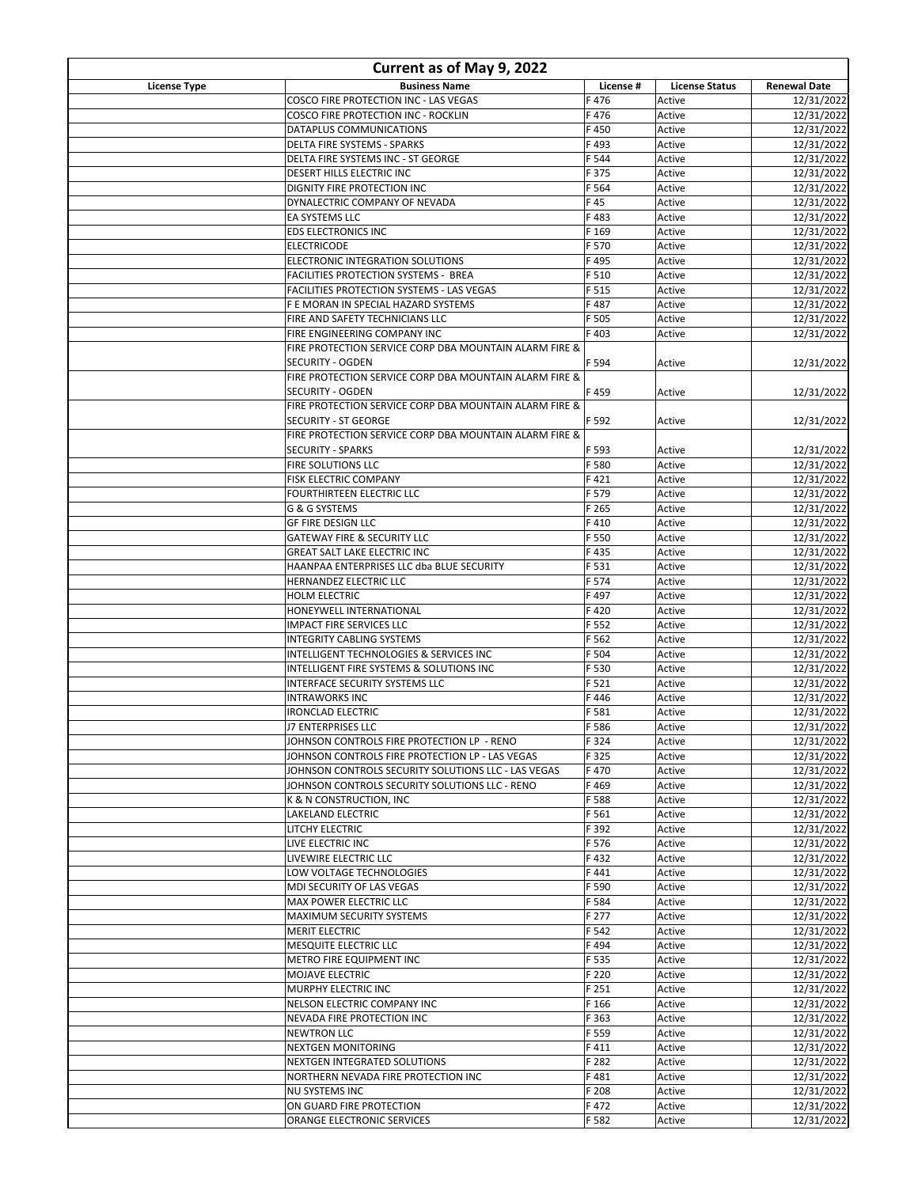| Current as of May 9, 2022 | | | | |
|---|---|---|---|---|
| **License Type** | **Business Name** | **License #** | **License Status** | **Renewal Date** |
| | COSCO FIRE PROTECTION INC - LAS VEGAS | F 476 | Active | 12/31/2022 |
| | COSCO FIRE PROTECTION INC - ROCKLIN | F 476 | Active | 12/31/2022 |
| | DATAPLUS COMMUNICATIONS | F 450 | Active | 12/31/2022 |
| | DELTA FIRE SYSTEMS - SPARKS | F 493 | Active | 12/31/2022 |
| | DELTA FIRE SYSTEMS INC - ST GEORGE | F 544 | Active | 12/31/2022 |
| | DESERT HILLS ELECTRIC INC | F 375 | Active | 12/31/2022 |
| | DIGNITY FIRE PROTECTION INC | F 564 | Active | 12/31/2022 |
| | DYNALECTRIC COMPANY OF NEVADA | F 45 | Active | 12/31/2022 |
| | EA SYSTEMS LLC | F 483 | Active | 12/31/2022 |
| | EDS ELECTRONICS INC | F 169 | Active | 12/31/2022 |
| | ELECTRICODE | F 570 | Active | 12/31/2022 |
| | ELECTRONIC INTEGRATION SOLUTIONS | F 495 | Active | 12/31/2022 |
| | FACILITIES PROTECTION SYSTEMS - BREA | F 510 | Active | 12/31/2022 |
| | FACILITIES PROTECTION SYSTEMS - LAS VEGAS | F 515 | Active | 12/31/2022 |
| | F E MORAN IN SPECIAL HAZARD SYSTEMS | F 487 | Active | 12/31/2022 |
| | FIRE AND SAFETY TECHNICIANS LLC | F 505 | Active | 12/31/2022 |
| | FIRE ENGINEERING COMPANY INC | F 403 | Active | 12/31/2022 |
| | FIRE PROTECTION SERVICE CORP DBA MOUNTAIN ALARM FIRE & SECURITY - OGDEN | F 594 | Active | 12/31/2022 |
| | FIRE PROTECTION SERVICE CORP DBA MOUNTAIN ALARM FIRE & SECURITY - OGDEN | F 459 | Active | 12/31/2022 |
| | FIRE PROTECTION SERVICE CORP DBA MOUNTAIN ALARM FIRE & SECURITY - ST GEORGE | F 592 | Active | 12/31/2022 |
| | FIRE PROTECTION SERVICE CORP DBA MOUNTAIN ALARM FIRE & SECURITY - SPARKS | F 593 | Active | 12/31/2022 |
| | FIRE SOLUTIONS LLC | F 580 | Active | 12/31/2022 |
| | FISK ELECTRIC COMPANY | F 421 | Active | 12/31/2022 |
| | FOURTHIRTEEN ELECTRIC LLC | F 579 | Active | 12/31/2022 |
| | G & G SYSTEMS | F 265 | Active | 12/31/2022 |
| | GF FIRE DESIGN LLC | F 410 | Active | 12/31/2022 |
| | GATEWAY FIRE & SECURITY LLC | F 550 | Active | 12/31/2022 |
| | GREAT SALT LAKE ELECTRIC INC | F 435 | Active | 12/31/2022 |
| | HAANPAA ENTERPRISES LLC dba BLUE SECURITY | F 531 | Active | 12/31/2022 |
| | HERNANDEZ ELECTRIC LLC | F 574 | Active | 12/31/2022 |
| | HOLM ELECTRIC | F 497 | Active | 12/31/2022 |
| | HONEYWELL INTERNATIONAL | F 420 | Active | 12/31/2022 |
| | IMPACT FIRE SERVICES LLC | F 552 | Active | 12/31/2022 |
| | INTEGRITY CABLING SYSTEMS | F 562 | Active | 12/31/2022 |
| | INTELLIGENT TECHNOLOGIES & SERVICES INC | F 504 | Active | 12/31/2022 |
| | INTELLIGENT FIRE SYSTEMS & SOLUTIONS INC | F 530 | Active | 12/31/2022 |
| | INTERFACE SECURITY SYSTEMS LLC | F 521 | Active | 12/31/2022 |
| | INTRAWORKS INC | F 446 | Active | 12/31/2022 |
| | IRONCLAD ELECTRIC | F 581 | Active | 12/31/2022 |
| | J7 ENTERPRISES LLC | F 586 | Active | 12/31/2022 |
| | JOHNSON CONTROLS FIRE PROTECTION LP - RENO | F 324 | Active | 12/31/2022 |
| | JOHNSON CONTROLS FIRE PROTECTION LP - LAS VEGAS | F 325 | Active | 12/31/2022 |
| | JOHNSON CONTROLS SECURITY SOLUTIONS LLC - LAS VEGAS | F 470 | Active | 12/31/2022 |
| | JOHNSON CONTROLS SECURITY SOLUTIONS LLC - RENO | F 469 | Active | 12/31/2022 |
| | K & N CONSTRUCTION, INC | F 588 | Active | 12/31/2022 |
| | LAKELAND ELECTRIC | F 561 | Active | 12/31/2022 |
| | LITCHY ELECTRIC | F 392 | Active | 12/31/2022 |
| | LIVE ELECTRIC INC | F 576 | Active | 12/31/2022 |
| | LIVEWIRE ELECTRIC LLC | F 432 | Active | 12/31/2022 |
| | LOW VOLTAGE TECHNOLOGIES | F 441 | Active | 12/31/2022 |
| | MDI SECURITY OF LAS VEGAS | F 590 | Active | 12/31/2022 |
| | MAX POWER ELECTRIC LLC | F 584 | Active | 12/31/2022 |
| | MAXIMUM SECURITY SYSTEMS | F 277 | Active | 12/31/2022 |
| | MERIT ELECTRIC | F 542 | Active | 12/31/2022 |
| | MESQUITE ELECTRIC LLC | F 494 | Active | 12/31/2022 |
| | METRO FIRE EQUIPMENT INC | F 535 | Active | 12/31/2022 |
| | MOJAVE ELECTRIC | F 220 | Active | 12/31/2022 |
| | MURPHY ELECTRIC INC | F 251 | Active | 12/31/2022 |
| | NELSON ELECTRIC COMPANY INC | F 166 | Active | 12/31/2022 |
| | NEVADA FIRE PROTECTION INC | F 363 | Active | 12/31/2022 |
| | NEWTRON LLC | F 559 | Active | 12/31/2022 |
| | NEXTGEN MONITORING | F 411 | Active | 12/31/2022 |
| | NEXTGEN INTEGRATED SOLUTIONS | F 282 | Active | 12/31/2022 |
| | NORTHERN NEVADA FIRE PROTECTION INC | F 481 | Active | 12/31/2022 |
| | NU SYSTEMS INC | F 208 | Active | 12/31/2022 |
| | ON GUARD FIRE PROTECTION | F 472 | Active | 12/31/2022 |
| | ORANGE ELECTRONIC SERVICES | F 582 | Active | 12/31/2022 |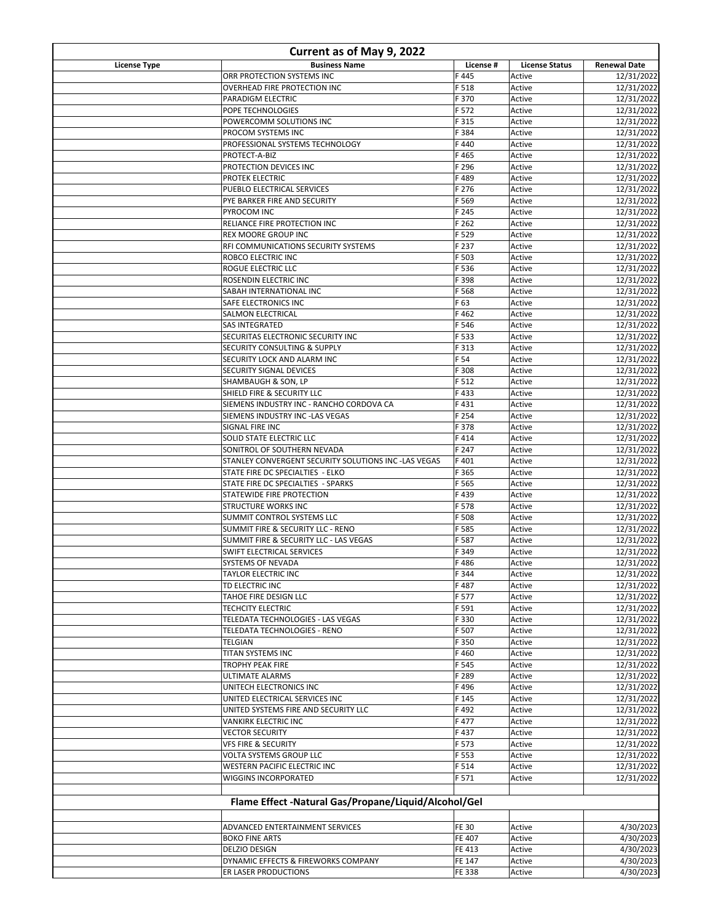| Current as of May 9, 2022 | | | | |
|---|---|---|---|---|
| **License Type** | **Business Name** | **License #** | **License Status** | **Renewal Date** |
| | ORR PROTECTION SYSTEMS INC | F 445 | Active | 12/31/2022 |
| | OVERHEAD FIRE PROTECTION INC | F 518 | Active | 12/31/2022 |
| | PARADIGM ELECTRIC | F 370 | Active | 12/31/2022 |
| | POPE TECHNOLOGIES | F 572 | Active | 12/31/2022 |
| | POWERCOMM SOLUTIONS INC | F 315 | Active | 12/31/2022 |
| | PROCOM SYSTEMS INC | F 384 | Active | 12/31/2022 |
| | PROFESSIONAL SYSTEMS TECHNOLOGY | F 440 | Active | 12/31/2022 |
| | PROTECT-A-BIZ | F 465 | Active | 12/31/2022 |
| | PROTECTION DEVICES INC | F 296 | Active | 12/31/2022 |
| | PROTEK ELECTRIC | F 489 | Active | 12/31/2022 |
| | PUEBLO ELECTRICAL SERVICES | F 276 | Active | 12/31/2022 |
| | PYE BARKER FIRE AND SECURITY | F 569 | Active | 12/31/2022 |
| | PYROCOM INC | F 245 | Active | 12/31/2022 |
| | RELIANCE FIRE PROTECTION INC | F 262 | Active | 12/31/2022 |
| | REX MOORE GROUP INC | F 529 | Active | 12/31/2022 |
| | RFI COMMUNICATIONS SECURITY SYSTEMS | F 237 | Active | 12/31/2022 |
| | ROBCO ELECTRIC INC | F 503 | Active | 12/31/2022 |
| | ROGUE ELECTRIC LLC | F 536 | Active | 12/31/2022 |
| | ROSENDIN ELECTRIC INC | F 398 | Active | 12/31/2022 |
| | SABAH INTERNATIONAL INC | F 568 | Active | 12/31/2022 |
| | SAFE ELECTRONICS INC | F 63 | Active | 12/31/2022 |
| | SALMON ELECTRICAL | F 462 | Active | 12/31/2022 |
| | SAS INTEGRATED | F 546 | Active | 12/31/2022 |
| | SECURITAS ELECTRONIC SECURITY INC | F 533 | Active | 12/31/2022 |
| | SECURITY CONSULTING & SUPPLY | F 313 | Active | 12/31/2022 |
| | SECURITY LOCK AND ALARM INC | F 54 | Active | 12/31/2022 |
| | SECURITY SIGNAL DEVICES | F 308 | Active | 12/31/2022 |
| | SHAMBAUGH & SON, LP | F 512 | Active | 12/31/2022 |
| | SHIELD FIRE & SECURITY LLC | F 433 | Active | 12/31/2022 |
| | SIEMENS INDUSTRY INC - RANCHO CORDOVA CA | F 431 | Active | 12/31/2022 |
| | SIEMENS INDUSTRY INC -LAS VEGAS | F 254 | Active | 12/31/2022 |
| | SIGNAL FIRE INC | F 378 | Active | 12/31/2022 |
| | SOLID STATE ELECTRIC LLC | F 414 | Active | 12/31/2022 |
| | SONITROL OF SOUTHERN NEVADA | F 247 | Active | 12/31/2022 |
| | STANLEY CONVERGENT SECURITY SOLUTIONS INC -LAS VEGAS | F 401 | Active | 12/31/2022 |
| | STATE FIRE DC SPECIALTIES - ELKO | F 365 | Active | 12/31/2022 |
| | STATE FIRE DC SPECIALTIES - SPARKS | F 565 | Active | 12/31/2022 |
| | STATEWIDE FIRE PROTECTION | F 439 | Active | 12/31/2022 |
| | STRUCTURE WORKS INC | F 578 | Active | 12/31/2022 |
| | SUMMIT CONTROL SYSTEMS LLC | F 508 | Active | 12/31/2022 |
| | SUMMIT FIRE & SECURITY LLC - RENO | F 585 | Active | 12/31/2022 |
| | SUMMIT FIRE & SECURITY LLC - LAS VEGAS | F 587 | Active | 12/31/2022 |
| | SWIFT ELECTRICAL SERVICES | F 349 | Active | 12/31/2022 |
| | SYSTEMS OF NEVADA | F 486 | Active | 12/31/2022 |
| | TAYLOR ELECTRIC INC | F 344 | Active | 12/31/2022 |
| | TD ELECTRIC INC | F 487 | Active | 12/31/2022 |
| | TAHOE FIRE DESIGN LLC | F 577 | Active | 12/31/2022 |
| | TECHCITY ELECTRIC | F 591 | Active | 12/31/2022 |
| | TELEDATA TECHNOLOGIES - LAS VEGAS | F 330 | Active | 12/31/2022 |
| | TELEDATA TECHNOLOGIES - RENO | F 507 | Active | 12/31/2022 |
| | TELGIAN | F 350 | Active | 12/31/2022 |
| | TITAN SYSTEMS INC | F 460 | Active | 12/31/2022 |
| | TROPHY PEAK FIRE | F 545 | Active | 12/31/2022 |
| | ULTIMATE ALARMS | F 289 | Active | 12/31/2022 |
| | UNITECH ELECTRONICS INC | F 496 | Active | 12/31/2022 |
| | UNITED ELECTRICAL SERVICES INC | F 145 | Active | 12/31/2022 |
| | UNITED SYSTEMS FIRE AND SECURITY LLC | F 492 | Active | 12/31/2022 |
| | VANKIRK ELECTRIC INC | F 477 | Active | 12/31/2022 |
| | VECTOR SECURITY | F 437 | Active | 12/31/2022 |
| | VFS FIRE & SECURITY | F 573 | Active | 12/31/2022 |
| | VOLTA SYSTEMS GROUP LLC | F 553 | Active | 12/31/2022 |
| | WESTERN PACIFIC ELECTRIC INC | F 514 | Active | 12/31/2022 |
| | WIGGINS INCORPORATED | F 571 | Active | 12/31/2022 |
| | | | | |
| **Flame Effect -Natural Gas/Propane/Liquid/Alcohol/Gel** | | | | |
| | | | | |
| | ADVANCED ENTERTAINMENT SERVICES | FE 30 | Active | 4/30/2023 |
| | BOKO FINE ARTS | FE 407 | Active | 4/30/2023 |
| | DELZIO DESIGN | FE 413 | Active | 4/30/2023 |
| | DYNAMIC EFFECTS & FIREWORKS COMPANY | FE 147 | Active | 4/30/2023 |
| | ER LASER PRODUCTIONS | FE 338 | Active | 4/30/2023 |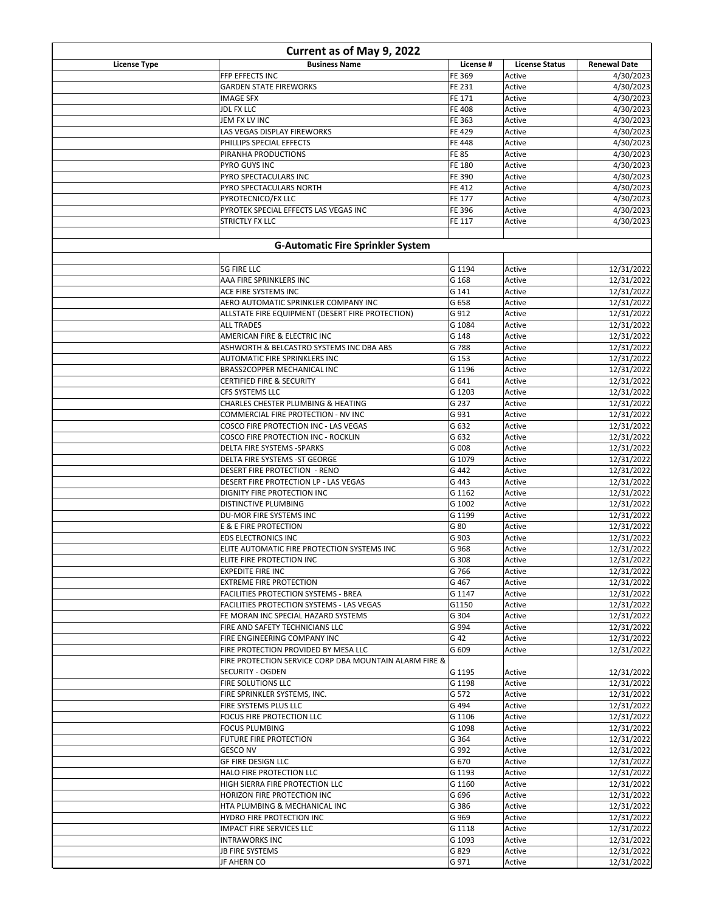| License Type | Business Name | License # | License Status | Renewal Date |
|---|---|---|---|---|
| | FFP EFFECTS INC | FE 369 | Active | 4/30/2023 |
| | GARDEN STATE FIREWORKS | FE 231 | Active | 4/30/2023 |
| | IMAGE SFX | FE 171 | Active | 4/30/2023 |
| | JDL FX LLC | FE 408 | Active | 4/30/2023 |
| | JEM FX LV INC | FE 363 | Active | 4/30/2023 |
| | LAS VEGAS DISPLAY FIREWORKS | FE 429 | Active | 4/30/2023 |
| | PHILLIPS SPECIAL EFFECTS | FE 448 | Active | 4/30/2023 |
| | PIRANHA PRODUCTIONS | FE 85 | Active | 4/30/2023 |
| | PYRO GUYS INC | FE 180 | Active | 4/30/2023 |
| | PYRO SPECTACULARS INC | FE 390 | Active | 4/30/2023 |
| | PYRO SPECTACULARS NORTH | FE 412 | Active | 4/30/2023 |
| | PYROTECNICO/FX LLC | FE 177 | Active | 4/30/2023 |
| | PYROTEK SPECIAL EFFECTS LAS VEGAS INC | FE 396 | Active | 4/30/2023 |
| | STRICTLY FX LLC | FE 117 | Active | 4/30/2023 |
| | | | | |
| | **G-Automatic Fire Sprinkler System** | | | |
| | | | | |
| | 5G FIRE LLC | G 1194 | Active | 12/31/2022 |
| | AAA FIRE SPRINKLERS INC | G 168 | Active | 12/31/2022 |
| | ACE FIRE SYSTEMS INC | G 141 | Active | 12/31/2022 |
| | AERO AUTOMATIC SPRINKLER COMPANY INC | G 658 | Active | 12/31/2022 |
| | ALLSTATE FIRE EQUIPMENT (DESERT FIRE PROTECTION) | G 912 | Active | 12/31/2022 |
| | ALL TRADES | G 1084 | Active | 12/31/2022 |
| | AMERICAN FIRE & ELECTRIC INC | G 148 | Active | 12/31/2022 |
| | ASHWORTH & BELCASTRO SYSTEMS INC DBA ABS | G 788 | Active | 12/31/2022 |
| | AUTOMATIC FIRE SPRINKLERS INC | G 153 | Active | 12/31/2022 |
| | BRASS2COPPER MECHANICAL INC | G 1196 | Active | 12/31/2022 |
| | CERTIFIED FIRE & SECURITY | G 641 | Active | 12/31/2022 |
| | CFS SYSTEMS LLC | G 1203 | Active | 12/31/2022 |
| | CHARLES CHESTER PLUMBING & HEATING | G 237 | Active | 12/31/2022 |
| | COMMERCIAL FIRE PROTECTION - NV INC | G 931 | Active | 12/31/2022 |
| | COSCO FIRE PROTECTION INC - LAS VEGAS | G 632 | Active | 12/31/2022 |
| | COSCO FIRE PROTECTION INC - ROCKLIN | G 632 | Active | 12/31/2022 |
| | DELTA FIRE SYSTEMS -SPARKS | G 008 | Active | 12/31/2022 |
| | DELTA FIRE SYSTEMS -ST GEORGE | G 1079 | Active | 12/31/2022 |
| | DESERT FIRE PROTECTION - RENO | G 442 | Active | 12/31/2022 |
| | DESERT FIRE PROTECTION LP - LAS VEGAS | G 443 | Active | 12/31/2022 |
| | DIGNITY FIRE PROTECTION INC | G 1162 | Active | 12/31/2022 |
| | DISTINCTIVE PLUMBING | G 1002 | Active | 12/31/2022 |
| | DU-MOR FIRE SYSTEMS INC | G 1199 | Active | 12/31/2022 |
| | E & E FIRE PROTECTION | G 80 | Active | 12/31/2022 |
| | EDS ELECTRONICS INC | G 903 | Active | 12/31/2022 |
| | ELITE AUTOMATIC FIRE PROTECTION SYSTEMS INC | G 968 | Active | 12/31/2022 |
| | ELITE FIRE PROTECTION INC | G 308 | Active | 12/31/2022 |
| | EXPEDITE FIRE INC | G 766 | Active | 12/31/2022 |
| | EXTREME FIRE PROTECTION | G 467 | Active | 12/31/2022 |
| | FACILITIES PROTECTION SYSTEMS - BREA | G 1147 | Active | 12/31/2022 |
| | FACILITIES PROTECTION SYSTEMS - LAS VEGAS | G1150 | Active | 12/31/2022 |
| | FE MORAN INC SPECIAL HAZARD SYSTEMS | G 304 | Active | 12/31/2022 |
| | FIRE AND SAFETY TECHNICIANS LLC | G 994 | Active | 12/31/2022 |
| | FIRE ENGINEERING COMPANY INC | G 42 | Active | 12/31/2022 |
| | FIRE PROTECTION PROVIDED BY MESA LLC | G 609 | Active | 12/31/2022 |
| | FIRE PROTECTION SERVICE CORP DBA MOUNTAIN ALARM FIRE & SECURITY - OGDEN | G 1195 | Active | 12/31/2022 |
| | FIRE SOLUTIONS LLC | G 1198 | Active | 12/31/2022 |
| | FIRE SPRINKLER SYSTEMS, INC. | G 572 | Active | 12/31/2022 |
| | FIRE SYSTEMS PLUS LLC | G 494 | Active | 12/31/2022 |
| | FOCUS FIRE PROTECTION LLC | G 1106 | Active | 12/31/2022 |
| | FOCUS PLUMBING | G 1098 | Active | 12/31/2022 |
| | FUTURE FIRE PROTECTION | G 364 | Active | 12/31/2022 |
| | GESCO NV | G 992 | Active | 12/31/2022 |
| | GF FIRE DESIGN LLC | G 670 | Active | 12/31/2022 |
| | HALO FIRE PROTECTION LLC | G 1193 | Active | 12/31/2022 |
| | HIGH SIERRA FIRE PROTECTION LLC | G 1160 | Active | 12/31/2022 |
| | HORIZON FIRE PROTECTION INC | G 696 | Active | 12/31/2022 |
| | HTA PLUMBING & MECHANICAL INC | G 386 | Active | 12/31/2022 |
| | HYDRO FIRE PROTECTION INC | G 969 | Active | 12/31/2022 |
| | IMPACT FIRE SERVICES LLC | G 1118 | Active | 12/31/2022 |
| | INTRAWORKS INC | G 1093 | Active | 12/31/2022 |
| | JB FIRE SYSTEMS | G 829 | Active | 12/31/2022 |
| | JF AHERN CO | G 971 | Active | 12/31/2022 |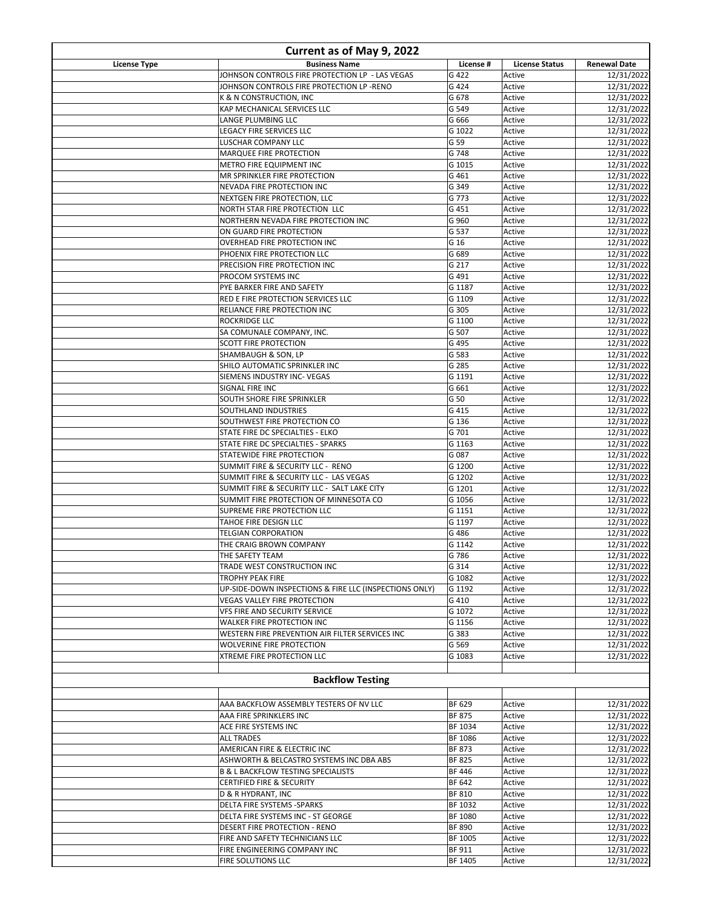| Current as of May 9, 2022 | | | | |
|---|---|---|---|---|
| **License Type** | **Business Name** | **License #** | **License Status** | **Renewal Date** |
| | JOHNSON CONTROLS FIRE PROTECTION LP - LAS VEGAS | G 422 | Active | 12/31/2022 |
| | JOHNSON CONTROLS FIRE PROTECTION LP -RENO | G 424 | Active | 12/31/2022 |
| | K & N CONSTRUCTION, INC | G 678 | Active | 12/31/2022 |
| | KAP MECHANICAL SERVICES LLC | G 549 | Active | 12/31/2022 |
| | LANGE PLUMBING LLC | G 666 | Active | 12/31/2022 |
| | LEGACY FIRE SERVICES LLC | G 1022 | Active | 12/31/2022 |
| | LUSCHAR COMPANY LLC | G 59 | Active | 12/31/2022 |
| | MARQUEE FIRE PROTECTION | G 748 | Active | 12/31/2022 |
| | METRO FIRE EQUIPMENT INC | G 1015 | Active | 12/31/2022 |
| | MR SPRINKLER FIRE PROTECTION | G 461 | Active | 12/31/2022 |
| | NEVADA FIRE PROTECTION INC | G 349 | Active | 12/31/2022 |
| | NEXTGEN FIRE PROTECTION, LLC | G 773 | Active | 12/31/2022 |
| | NORTH STAR FIRE PROTECTION LLC | G 451 | Active | 12/31/2022 |
| | NORTHERN NEVADA FIRE PROTECTION INC | G 960 | Active | 12/31/2022 |
| | ON GUARD FIRE PROTECTION | G 537 | Active | 12/31/2022 |
| | OVERHEAD FIRE PROTECTION INC | G 16 | Active | 12/31/2022 |
| | PHOENIX FIRE PROTECTION LLC | G 689 | Active | 12/31/2022 |
| | PRECISION FIRE PROTECTION INC | G 217 | Active | 12/31/2022 |
| | PROCOM SYSTEMS INC | G 491 | Active | 12/31/2022 |
| | PYE BARKER FIRE AND SAFETY | G 1187 | Active | 12/31/2022 |
| | RED E FIRE PROTECTION SERVICES LLC | G 1109 | Active | 12/31/2022 |
| | RELIANCE FIRE PROTECTION INC | G 305 | Active | 12/31/2022 |
| | ROCKRIDGE LLC | G 1100 | Active | 12/31/2022 |
| | SA COMUNALE COMPANY, INC. | G 507 | Active | 12/31/2022 |
| | SCOTT FIRE PROTECTION | G 495 | Active | 12/31/2022 |
| | SHAMBAUGH & SON, LP | G 583 | Active | 12/31/2022 |
| | SHILO AUTOMATIC SPRINKLER INC | G 285 | Active | 12/31/2022 |
| | SIEMENS INDUSTRY INC- VEGAS | G 1191 | Active | 12/31/2022 |
| | SIGNAL FIRE INC | G 661 | Active | 12/31/2022 |
| | SOUTH SHORE FIRE SPRINKLER | G 50 | Active | 12/31/2022 |
| | SOUTHLAND INDUSTRIES | G 415 | Active | 12/31/2022 |
| | SOUTHWEST FIRE PROTECTION CO | G 136 | Active | 12/31/2022 |
| | STATE FIRE DC SPECIALTIES - ELKO | G 701 | Active | 12/31/2022 |
| | STATE FIRE DC SPECIALTIES - SPARKS | G 1163 | Active | 12/31/2022 |
| | STATEWIDE FIRE PROTECTION | G 087 | Active | 12/31/2022 |
| | SUMMIT FIRE & SECURITY LLC - RENO | G 1200 | Active | 12/31/2022 |
| | SUMMIT FIRE & SECURITY LLC - LAS VEGAS | G 1202 | Active | 12/31/2022 |
| | SUMMIT FIRE & SECURITY LLC - SALT LAKE CITY | G 1201 | Active | 12/31/2022 |
| | SUMMIT FIRE PROTECTION OF MINNESOTA CO | G 1056 | Active | 12/31/2022 |
| | SUPREME FIRE PROTECTION LLC | G 1151 | Active | 12/31/2022 |
| | TAHOE FIRE DESIGN LLC | G 1197 | Active | 12/31/2022 |
| | TELGIAN CORPORATION | G 486 | Active | 12/31/2022 |
| | THE CRAIG BROWN COMPANY | G 1142 | Active | 12/31/2022 |
| | THE SAFETY TEAM | G 786 | Active | 12/31/2022 |
| | TRADE WEST CONSTRUCTION INC | G 314 | Active | 12/31/2022 |
| | TROPHY PEAK FIRE | G 1082 | Active | 12/31/2022 |
| | UP-SIDE-DOWN INSPECTIONS & FIRE LLC (INSPECTIONS ONLY) | G 1192 | Active | 12/31/2022 |
| | VEGAS VALLEY FIRE PROTECTION | G 410 | Active | 12/31/2022 |
| | VFS FIRE AND SECURITY SERVICE | G 1072 | Active | 12/31/2022 |
| | WALKER FIRE PROTECTION INC | G 1156 | Active | 12/31/2022 |
| | WESTERN FIRE PREVENTION AIR FILTER SERVICES INC | G 383 | Active | 12/31/2022 |
| | WOLVERINE FIRE PROTECTION | G 569 | Active | 12/31/2022 |
| | XTREME FIRE PROTECTION LLC | G 1083 | Active | 12/31/2022 |
| | | | | |
| **Backflow Testing** | | | | |
| | | | | |
| | AAA BACKFLOW ASSEMBLY TESTERS OF NV LLC | BF 629 | Active | 12/31/2022 |
| | AAA FIRE SPRINKLERS INC | BF 875 | Active | 12/31/2022 |
| | ACE FIRE SYSTEMS INC | BF 1034 | Active | 12/31/2022 |
| | ALL TRADES | BF 1086 | Active | 12/31/2022 |
| | AMERICAN FIRE & ELECTRIC INC | BF 873 | Active | 12/31/2022 |
| | ASHWORTH & BELCASTRO SYSTEMS INC DBA ABS | BF 825 | Active | 12/31/2022 |
| | B & L BACKFLOW TESTING SPECIALISTS | BF 446 | Active | 12/31/2022 |
| | CERTIFIED FIRE & SECURITY | BF 642 | Active | 12/31/2022 |
| | D & R HYDRANT, INC | BF 810 | Active | 12/31/2022 |
| | DELTA FIRE SYSTEMS -SPARKS | BF 1032 | Active | 12/31/2022 |
| | DELTA FIRE SYSTEMS INC - ST GEORGE | BF 1080 | Active | 12/31/2022 |
| | DESERT FIRE PROTECTION - RENO | BF 890 | Active | 12/31/2022 |
| | FIRE AND SAFETY TECHNICIANS LLC | BF 1005 | Active | 12/31/2022 |
| | FIRE ENGINEERING COMPANY INC | BF 911 | Active | 12/31/2022 |
| | FIRE SOLUTIONS LLC | BF 1405 | Active | 12/31/2022 |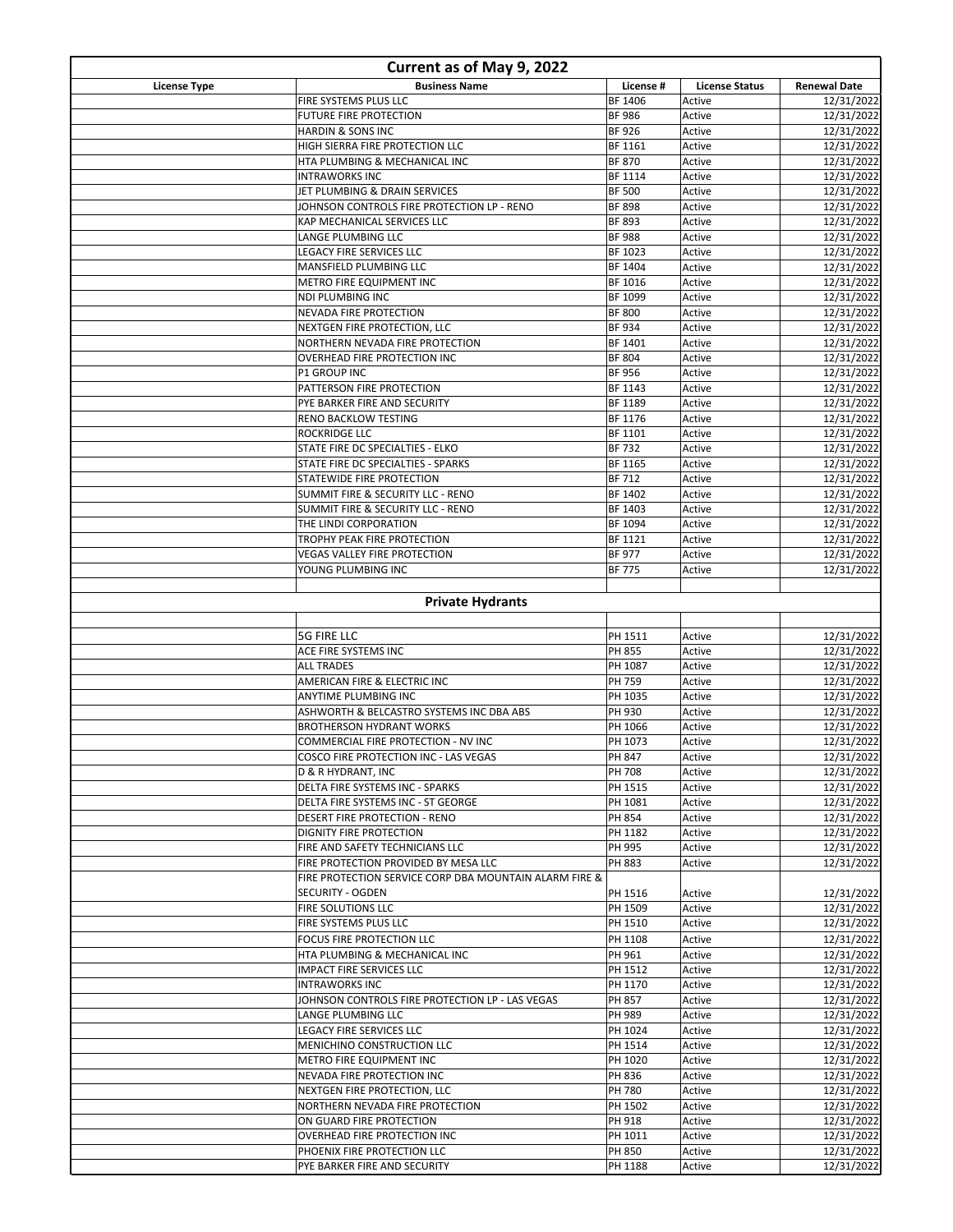## Current as of May 9, 2022

| License Type | Business Name | License # | License Status | Renewal Date |
|---|---|---|---|---|
| | FIRE SYSTEMS PLUS LLC | BF 1406 | Active | 12/31/2022 |
| | FUTURE FIRE PROTECTION | BF 986 | Active | 12/31/2022 |
| | HARDIN & SONS INC | BF 926 | Active | 12/31/2022 |
| | HIGH SIERRA FIRE PROTECTION LLC | BF 1161 | Active | 12/31/2022 |
| | HTA PLUMBING & MECHANICAL INC | BF 870 | Active | 12/31/2022 |
| | INTRAWORKS INC | BF 1114 | Active | 12/31/2022 |
| | JET PLUMBING & DRAIN SERVICES | BF 500 | Active | 12/31/2022 |
| | JOHNSON CONTROLS FIRE PROTECTION LP - RENO | BF 898 | Active | 12/31/2022 |
| | KAP MECHANICAL SERVICES LLC | BF 893 | Active | 12/31/2022 |
| | LANGE PLUMBING LLC | BF 988 | Active | 12/31/2022 |
| | LEGACY FIRE SERVICES LLC | BF 1023 | Active | 12/31/2022 |
| | MANSFIELD PLUMBING LLC | BF 1404 | Active | 12/31/2022 |
| | METRO FIRE EQUIPMENT INC | BF 1016 | Active | 12/31/2022 |
| | NDI PLUMBING INC | BF 1099 | Active | 12/31/2022 |
| | NEVADA FIRE PROTECTION | BF 800 | Active | 12/31/2022 |
| | NEXTGEN FIRE PROTECTION, LLC | BF 934 | Active | 12/31/2022 |
| | NORTHERN NEVADA FIRE PROTECTION | BF 1401 | Active | 12/31/2022 |
| | OVERHEAD FIRE PROTECTION INC | BF 804 | Active | 12/31/2022 |
| | P1 GROUP INC | BF 956 | Active | 12/31/2022 |
| | PATTERSON FIRE PROTECTION | BF 1143 | Active | 12/31/2022 |
| | PYE BARKER FIRE AND SECURITY | BF 1189 | Active | 12/31/2022 |
| | RENO BACKLOW TESTING | BF 1176 | Active | 12/31/2022 |
| | ROCKRIDGE LLC | BF 1101 | Active | 12/31/2022 |
| | STATE FIRE DC SPECIALTIES - ELKO | BF 732 | Active | 12/31/2022 |
| | STATE FIRE DC SPECIALTIES - SPARKS | BF 1165 | Active | 12/31/2022 |
| | STATEWIDE FIRE PROTECTION | BF 712 | Active | 12/31/2022 |
| | SUMMIT FIRE & SECURITY LLC - RENO | BF 1402 | Active | 12/31/2022 |
| | SUMMIT FIRE & SECURITY LLC - RENO | BF 1403 | Active | 12/31/2022 |
| | THE LINDI CORPORATION | BF 1094 | Active | 12/31/2022 |
| | TROPHY PEAK FIRE PROTECTION | BF 1121 | Active | 12/31/2022 |
| | VEGAS VALLEY FIRE PROTECTION | BF 977 | Active | 12/31/2022 |
| | YOUNG PLUMBING INC | BF 775 | Active | 12/31/2022 |

## Private Hydrants

| License Type | Business Name | License # | License Status | Renewal Date |
|---|---|---|---|---|
| | 5G FIRE LLC | PH 1511 | Active | 12/31/2022 |
| | ACE FIRE SYSTEMS INC | PH 855 | Active | 12/31/2022 |
| | ALL TRADES | PH 1087 | Active | 12/31/2022 |
| | AMERICAN FIRE & ELECTRIC INC | PH 759 | Active | 12/31/2022 |
| | ANYTIME PLUMBING INC | PH 1035 | Active | 12/31/2022 |
| | ASHWORTH & BELCASTRO SYSTEMS INC DBA ABS | PH 930 | Active | 12/31/2022 |
| | BROTHERSON HYDRANT WORKS | PH 1066 | Active | 12/31/2022 |
| | COMMERCIAL FIRE PROTECTION - NV INC | PH 1073 | Active | 12/31/2022 |
| | COSCO FIRE PROTECTION INC - LAS VEGAS | PH 847 | Active | 12/31/2022 |
| | D & R HYDRANT, INC | PH 708 | Active | 12/31/2022 |
| | DELTA FIRE SYSTEMS INC - SPARKS | PH 1515 | Active | 12/31/2022 |
| | DELTA FIRE SYSTEMS INC - ST GEORGE | PH 1081 | Active | 12/31/2022 |
| | DESERT FIRE PROTECTION - RENO | PH 854 | Active | 12/31/2022 |
| | DIGNITY FIRE PROTECTION | PH 1182 | Active | 12/31/2022 |
| | FIRE AND SAFETY TECHNICIANS LLC | PH 995 | Active | 12/31/2022 |
| | FIRE PROTECTION PROVIDED BY MESA LLC | PH 883 | Active | 12/31/2022 |
| | FIRE PROTECTION SERVICE CORP DBA MOUNTAIN ALARM FIRE & SECURITY - OGDEN | PH 1516 | Active | 12/31/2022 |
| | FIRE SOLUTIONS LLC | PH 1509 | Active | 12/31/2022 |
| | FIRE SYSTEMS PLUS LLC | PH 1510 | Active | 12/31/2022 |
| | FOCUS FIRE PROTECTION LLC | PH 1108 | Active | 12/31/2022 |
| | HTA PLUMBING & MECHANICAL INC | PH 961 | Active | 12/31/2022 |
| | IMPACT FIRE SERVICES LLC | PH 1512 | Active | 12/31/2022 |
| | INTRAWORKS INC | PH 1170 | Active | 12/31/2022 |
| | JOHNSON CONTROLS FIRE PROTECTION LP - LAS VEGAS | PH 857 | Active | 12/31/2022 |
| | LANGE PLUMBING LLC | PH 989 | Active | 12/31/2022 |
| | LEGACY FIRE SERVICES LLC | PH 1024 | Active | 12/31/2022 |
| | MENICHINO CONSTRUCTION LLC | PH 1514 | Active | 12/31/2022 |
| | METRO FIRE EQUIPMENT INC | PH 1020 | Active | 12/31/2022 |
| | NEVADA FIRE PROTECTION INC | PH 836 | Active | 12/31/2022 |
| | NEXTGEN FIRE PROTECTION, LLC | PH 780 | Active | 12/31/2022 |
| | NORTHERN NEVADA FIRE PROTECTION | PH 1502 | Active | 12/31/2022 |
| | ON GUARD FIRE PROTECTION | PH 918 | Active | 12/31/2022 |
| | OVERHEAD FIRE PROTECTION INC | PH 1011 | Active | 12/31/2022 |
| | PHOENIX FIRE PROTECTION LLC | PH 850 | Active | 12/31/2022 |
| | PYE BARKER FIRE AND SECURITY | PH 1188 | Active | 12/31/2022 |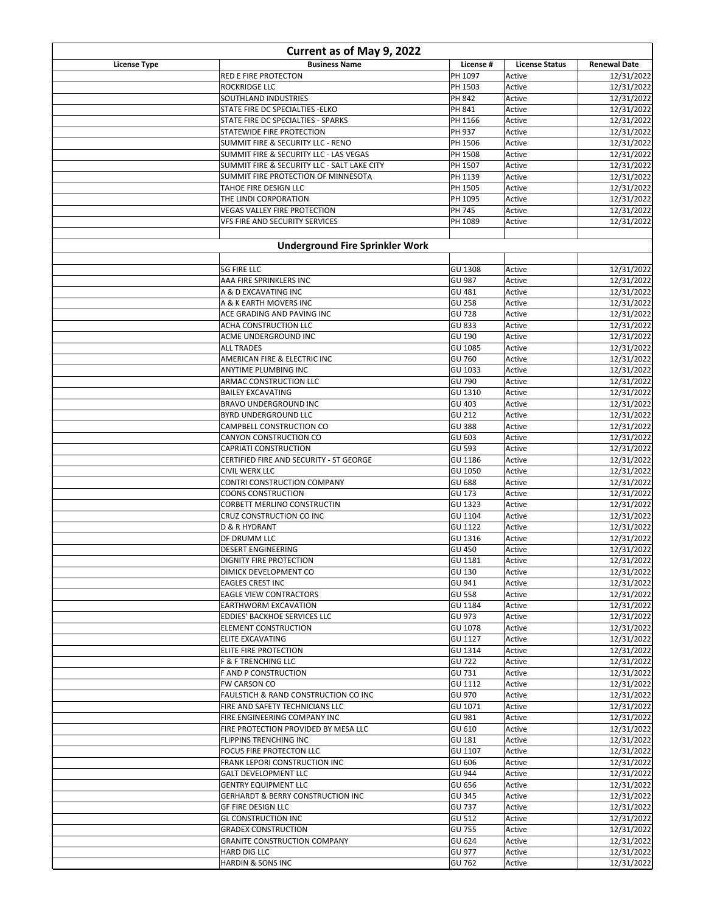**Current as of May 9, 2022**

| License Type | Business Name | License # | License Status | Renewal Date |
|---|---|---|---|---|
| | RED E FIRE PROTECTON | PH 1097 | Active | 12/31/2022 |
| | ROCKRIDGE LLC | PH 1503 | Active | 12/31/2022 |
| | SOUTHLAND INDUSTRIES | PH 842 | Active | 12/31/2022 |
| | STATE FIRE DC SPECIALTIES -ELKO | PH 841 | Active | 12/31/2022 |
| | STATE FIRE DC SPECIALTIES - SPARKS | PH 1166 | Active | 12/31/2022 |
| | STATEWIDE FIRE PROTECTION | PH 937 | Active | 12/31/2022 |
| | SUMMIT FIRE & SECURITY LLC - RENO | PH 1506 | Active | 12/31/2022 |
| | SUMMIT FIRE & SECURITY LLC - LAS VEGAS | PH 1508 | Active | 12/31/2022 |
| | SUMMIT FIRE & SECURITY LLC - SALT LAKE CITY | PH 1507 | Active | 12/31/2022 |
| | SUMMIT FIRE PROTECTION OF MINNESOTA | PH 1139 | Active | 12/31/2022 |
| | TAHOE FIRE DESIGN LLC | PH 1505 | Active | 12/31/2022 |
| | THE LINDI CORPORATION | PH 1095 | Active | 12/31/2022 |
| | VEGAS VALLEY FIRE PROTECTION | PH 745 | Active | 12/31/2022 |
| | VFS FIRE AND SECURITY SERVICES | PH 1089 | Active | 12/31/2022 |
| | | | | |
| | **Underground Fire Sprinkler Work** | | | |
| | | | | |
| | 5G FIRE LLC | GU 1308 | Active | 12/31/2022 |
| | AAA FIRE SPRINKLERS INC | GU 987 | Active | 12/31/2022 |
| | A & D EXCAVATING INC | GU 481 | Active | 12/31/2022 |
| | A & K EARTH MOVERS INC | GU 258 | Active | 12/31/2022 |
| | ACE GRADING AND PAVING INC | GU 728 | Active | 12/31/2022 |
| | ACHA CONSTRUCTION LLC | GU 833 | Active | 12/31/2022 |
| | ACME UNDERGROUND INC | GU 190 | Active | 12/31/2022 |
| | ALL TRADES | GU 1085 | Active | 12/31/2022 |
| | AMERICAN FIRE & ELECTRIC INC | GU 760 | Active | 12/31/2022 |
| | ANYTIME PLUMBING INC | GU 1033 | Active | 12/31/2022 |
| | ARMAC CONSTRUCTION LLC | GU 790 | Active | 12/31/2022 |
| | BAILEY EXCAVATING | GU 1310 | Active | 12/31/2022 |
| | BRAVO UNDERGROUND INC | GU 403 | Active | 12/31/2022 |
| | BYRD UNDERGROUND LLC | GU 212 | Active | 12/31/2022 |
| | CAMPBELL CONSTRUCTION CO | GU 388 | Active | 12/31/2022 |
| | CANYON CONSTRUCTION CO | GU 603 | Active | 12/31/2022 |
| | CAPRIATI CONSTRUCTION | GU 593 | Active | 12/31/2022 |
| | CERTIFIED FIRE AND SECURITY - ST GEORGE | GU 1186 | Active | 12/31/2022 |
| | CIVIL WERX LLC | GU 1050 | Active | 12/31/2022 |
| | CONTRI CONSTRUCTION COMPANY | GU 688 | Active | 12/31/2022 |
| | COONS CONSTRUCTION | GU 173 | Active | 12/31/2022 |
| | CORBETT MERLINO CONSTRUCTIN | GU 1323 | Active | 12/31/2022 |
| | CRUZ CONSTRUCTION CO INC | GU 1104 | Active | 12/31/2022 |
| | D & R HYDRANT | GU 1122 | Active | 12/31/2022 |
| | DF DRUMM LLC | GU 1316 | Active | 12/31/2022 |
| | DESERT ENGINEERING | GU 450 | Active | 12/31/2022 |
| | DIGNITY FIRE PROTECTION | GU 1181 | Active | 12/31/2022 |
| | DIMICK DEVELOPMENT CO | GU 130 | Active | 12/31/2022 |
| | EAGLES CREST INC | GU 941 | Active | 12/31/2022 |
| | EAGLE VIEW CONTRACTORS | GU 558 | Active | 12/31/2022 |
| | EARTHWORM EXCAVATION | GU 1184 | Active | 12/31/2022 |
| | EDDIES' BACKHOE SERVICES LLC | GU 973 | Active | 12/31/2022 |
| | ELEMENT CONSTRUCTION | GU 1078 | Active | 12/31/2022 |
| | ELITE EXCAVATING | GU 1127 | Active | 12/31/2022 |
| | ELITE FIRE PROTECTION | GU 1314 | Active | 12/31/2022 |
| | F & F TRENCHING LLC | GU 722 | Active | 12/31/2022 |
| | F AND P CONSTRUCTION | GU 731 | Active | 12/31/2022 |
| | FW CARSON CO | GU 1112 | Active | 12/31/2022 |
| | FAULSTICH & RAND CONSTRUCTION CO INC | GU 970 | Active | 12/31/2022 |
| | FIRE AND SAFETY TECHNICIANS LLC | GU 1071 | Active | 12/31/2022 |
| | FIRE ENGINEERING COMPANY INC | GU 981 | Active | 12/31/2022 |
| | FIRE PROTECTION PROVIDED BY MESA LLC | GU 610 | Active | 12/31/2022 |
| | FLIPPINS TRENCHING INC | GU 181 | Active | 12/31/2022 |
| | FOCUS FIRE PROTECTON LLC | GU 1107 | Active | 12/31/2022 |
| | FRANK LEPORI CONSTRUCTION INC | GU 606 | Active | 12/31/2022 |
| | GALT DEVELOPMENT LLC | GU 944 | Active | 12/31/2022 |
| | GENTRY EQUIPMENT LLC | GU 656 | Active | 12/31/2022 |
| | GERHARDT & BERRY CONSTRUCTION INC | GU 345 | Active | 12/31/2022 |
| | GF FIRE DESIGN LLC | GU 737 | Active | 12/31/2022 |
| | GL CONSTRUCTION INC | GU 512 | Active | 12/31/2022 |
| | GRADEX CONSTRUCTION | GU 755 | Active | 12/31/2022 |
| | GRANITE CONSTRUCTION COMPANY | GU 624 | Active | 12/31/2022 |
| | HARD DIG LLC | GU 977 | Active | 12/31/2022 |
| | HARDIN & SONS INC | GU 762 | Active | 12/31/2022 |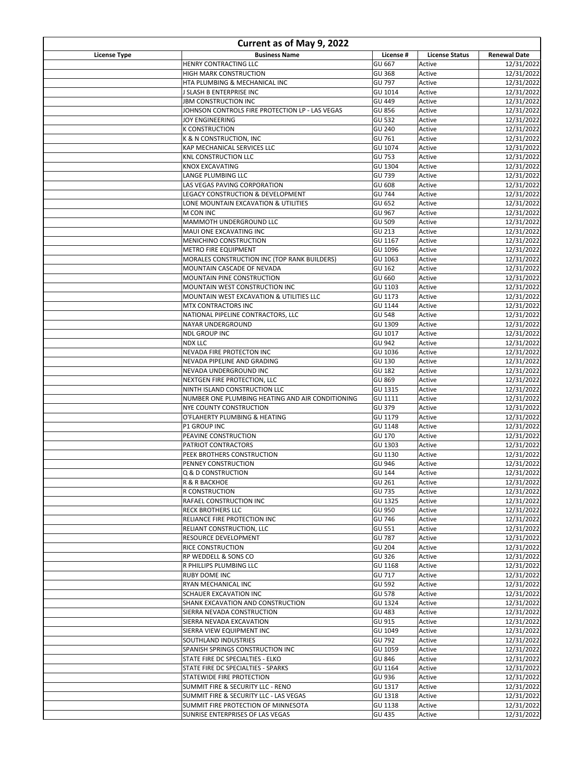| Current as of May 9, 2022 | | | | |
|---|---|---|---|---|
| License Type | Business Name | License # | License Status | Renewal Date |
| | HENRY CONTRACTING LLC | GU 667 | Active | 12/31/2022 |
| | HIGH MARK CONSTRUCTION | GU 368 | Active | 12/31/2022 |
| | HTA PLUMBING & MECHANICAL INC | GU 797 | Active | 12/31/2022 |
| | J SLASH B ENTERPRISE INC | GU 1014 | Active | 12/31/2022 |
| | JBM CONSTRUCTION INC | GU 449 | Active | 12/31/2022 |
| | JOHNSON CONTROLS FIRE PROTECTION LP - LAS VEGAS | GU 856 | Active | 12/31/2022 |
| | JOY ENGINEERING | GU 532 | Active | 12/31/2022 |
| | K CONSTRUCTION | GU 240 | Active | 12/31/2022 |
| | K & N CONSTRUCTION, INC | GU 761 | Active | 12/31/2022 |
| | KAP MECHANICAL SERVICES LLC | GU 1074 | Active | 12/31/2022 |
| | KNL CONSTRUCTION LLC | GU 753 | Active | 12/31/2022 |
| | KNOX EXCAVATING | GU 1304 | Active | 12/31/2022 |
| | LANGE PLUMBING LLC | GU 739 | Active | 12/31/2022 |
| | LAS VEGAS PAVING CORPORATION | GU 608 | Active | 12/31/2022 |
| | LEGACY CONSTRUCTION & DEVELOPMENT | GU 744 | Active | 12/31/2022 |
| | LONE MOUNTAIN EXCAVATION & UTILITIES | GU 652 | Active | 12/31/2022 |
| | M CON INC | GU 967 | Active | 12/31/2022 |
| | MAMMOTH UNDERGROUND LLC | GU 509 | Active | 12/31/2022 |
| | MAUI ONE EXCAVATING INC | GU 213 | Active | 12/31/2022 |
| | MENICHINO CONSTRUCTION | GU 1167 | Active | 12/31/2022 |
| | METRO FIRE EQUIPMENT | GU 1096 | Active | 12/31/2022 |
| | MORALES CONSTRUCTION INC (TOP RANK BUILDERS) | GU 1063 | Active | 12/31/2022 |
| | MOUNTAIN CASCADE OF NEVADA | GU 162 | Active | 12/31/2022 |
| | MOUNTAIN PINE CONSTRUCTION | GU 660 | Active | 12/31/2022 |
| | MOUNTAIN WEST CONSTRUCTION INC | GU 1103 | Active | 12/31/2022 |
| | MOUNTAIN WEST EXCAVATION & UTILITIES LLC | GU 1173 | Active | 12/31/2022 |
| | MTX CONTRACTORS INC | GU 1144 | Active | 12/31/2022 |
| | NATIONAL PIPELINE CONTRACTORS, LLC | GU 548 | Active | 12/31/2022 |
| | NAYAR UNDERGROUND | GU 1309 | Active | 12/31/2022 |
| | NDL GROUP INC | GU 1017 | Active | 12/31/2022 |
| | NDX LLC | GU 942 | Active | 12/31/2022 |
| | NEVADA FIRE PROTECTON INC | GU 1036 | Active | 12/31/2022 |
| | NEVADA PIPELINE AND GRADING | GU 130 | Active | 12/31/2022 |
| | NEVADA UNDERGROUND INC | GU 182 | Active | 12/31/2022 |
| | NEXTGEN FIRE PROTECTION, LLC | GU 869 | Active | 12/31/2022 |
| | NINTH ISLAND CONSTRUCTION LLC | GU 1315 | Active | 12/31/2022 |
| | NUMBER ONE PLUMBING HEATING AND AIR CONDITIONING | GU 1111 | Active | 12/31/2022 |
| | NYE COUNTY CONSTRUCTION | GU 379 | Active | 12/31/2022 |
| | O'FLAHERTY PLUMBING & HEATING | GU 1179 | Active | 12/31/2022 |
| | P1 GROUP INC | GU 1148 | Active | 12/31/2022 |
| | PEAVINE CONSTRUCTION | GU 170 | Active | 12/31/2022 |
| | PATRIOT CONTRACTORS | GU 1303 | Active | 12/31/2022 |
| | PEEK BROTHERS CONSTRUCTION | GU 1130 | Active | 12/31/2022 |
| | PENNEY CONSTRUCTION | GU 946 | Active | 12/31/2022 |
| | Q & D CONSTRUCTION | GU 144 | Active | 12/31/2022 |
| | R & R BACKHOE | GU 261 | Active | 12/31/2022 |
| | R CONSTRUCTION | GU 735 | Active | 12/31/2022 |
| | RAFAEL CONSTRUCTION INC | GU 1325 | Active | 12/31/2022 |
| | RECK BROTHERS LLC | GU 950 | Active | 12/31/2022 |
| | RELIANCE FIRE PROTECTION INC | GU 746 | Active | 12/31/2022 |
| | RELIANT CONSTRUCTION, LLC | GU 551 | Active | 12/31/2022 |
| | RESOURCE DEVELOPMENT | GU 787 | Active | 12/31/2022 |
| | RICE CONSTRUCTION | GU 204 | Active | 12/31/2022 |
| | RP WEDDELL & SONS CO | GU 326 | Active | 12/31/2022 |
| | R PHILLIPS PLUMBING LLC | GU 1168 | Active | 12/31/2022 |
| | RUBY DOME INC | GU 717 | Active | 12/31/2022 |
| | RYAN MECHANICAL INC | GU 592 | Active | 12/31/2022 |
| | SCHAUER EXCAVATION INC | GU 578 | Active | 12/31/2022 |
| | SHANK EXCAVATION AND CONSTRUCTION | GU 1324 | Active | 12/31/2022 |
| | SIERRA NEVADA CONSTRUCTION | GU 483 | Active | 12/31/2022 |
| | SIERRA NEVADA EXCAVATION | GU 915 | Active | 12/31/2022 |
| | SIERRA VIEW EQUIPMENT INC | GU 1049 | Active | 12/31/2022 |
| | SOUTHLAND INDUSTRIES | GU 792 | Active | 12/31/2022 |
| | SPANISH SPRINGS CONSTRUCTION INC | GU 1059 | Active | 12/31/2022 |
| | STATE FIRE DC SPECIALTIES - ELKO | GU 846 | Active | 12/31/2022 |
| | STATE FIRE DC SPECIALTIES - SPARKS | GU 1164 | Active | 12/31/2022 |
| | STATEWIDE FIRE PROTECTION | GU 936 | Active | 12/31/2022 |
| | SUMMIT FIRE & SECURITY LLC - RENO | GU 1317 | Active | 12/31/2022 |
| | SUMMIT FIRE & SECURITY LLC - LAS VEGAS | GU 1318 | Active | 12/31/2022 |
| | SUMMIT FIRE PROTECTION OF MINNESOTA | GU 1138 | Active | 12/31/2022 |
| | SUNRISE ENTERPRISES OF LAS VEGAS | GU 435 | Active | 12/31/2022 |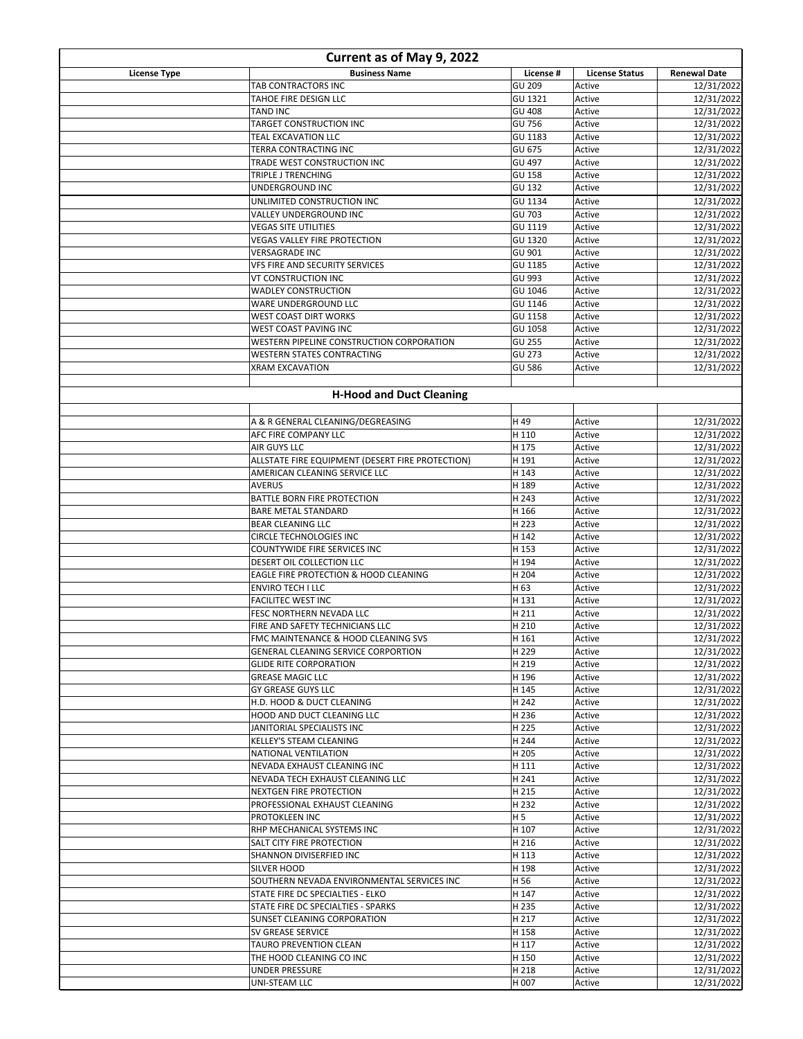# Current as of May 9, 2022

| License Type | Business Name | License # | License Status | Renewal Date |
|---|---|---|---|---|
| | TAB CONTRACTORS INC | GU 209 | Active | 12/31/2022 |
| | TAHOE FIRE DESIGN LLC | GU 1321 | Active | 12/31/2022 |
| | TAND INC | GU 408 | Active | 12/31/2022 |
| | TARGET CONSTRUCTION INC | GU 756 | Active | 12/31/2022 |
| | TEAL EXCAVATION LLC | GU 1183 | Active | 12/31/2022 |
| | TERRA CONTRACTING INC | GU 675 | Active | 12/31/2022 |
| | TRADE WEST CONSTRUCTION INC | GU 497 | Active | 12/31/2022 |
| | TRIPLE J TRENCHING | GU 158 | Active | 12/31/2022 |
| | UNDERGROUND INC | GU 132 | Active | 12/31/2022 |
| | UNLIMITED CONSTRUCTION INC | GU 1134 | Active | 12/31/2022 |
| | VALLEY UNDERGROUND INC | GU 703 | Active | 12/31/2022 |
| | VEGAS SITE UTILITIES | GU 1119 | Active | 12/31/2022 |
| | VEGAS VALLEY FIRE PROTECTION | GU 1320 | Active | 12/31/2022 |
| | VERSAGRADE INC | GU 901 | Active | 12/31/2022 |
| | VFS FIRE AND SECURITY SERVICES | GU 1185 | Active | 12/31/2022 |
| | VT CONSTRUCTION INC | GU 993 | Active | 12/31/2022 |
| | WADLEY CONSTRUCTION | GU 1046 | Active | 12/31/2022 |
| | WARE UNDERGROUND LLC | GU 1146 | Active | 12/31/2022 |
| | WEST COAST DIRT WORKS | GU 1158 | Active | 12/31/2022 |
| | WEST COAST PAVING INC | GU 1058 | Active | 12/31/2022 |
| | WESTERN PIPELINE CONSTRUCTION CORPORATION | GU 255 | Active | 12/31/2022 |
| | WESTERN STATES CONTRACTING | GU 273 | Active | 12/31/2022 |
| | XRAM EXCAVATION | GU 586 | Active | 12/31/2022 |
| | | | | |
| | **H-Hood and Duct Cleaning** | | | |
| | | | | |
| | A & R GENERAL CLEANING/DEGREASING | H 49 | Active | 12/31/2022 |
| | AFC FIRE COMPANY LLC | H 110 | Active | 12/31/2022 |
| | AIR GUYS LLC | H 175 | Active | 12/31/2022 |
| | ALLSTATE FIRE EQUIPMENT (DESERT FIRE PROTECTION) | H 191 | Active | 12/31/2022 |
| | AMERICAN CLEANING SERVICE LLC | H 143 | Active | 12/31/2022 |
| | AVERUS | H 189 | Active | 12/31/2022 |
| | BATTLE BORN FIRE PROTECTION | H 243 | Active | 12/31/2022 |
| | BARE METAL STANDARD | H 166 | Active | 12/31/2022 |
| | BEAR CLEANING LLC | H 223 | Active | 12/31/2022 |
| | CIRCLE TECHNOLOGIES INC | H 142 | Active | 12/31/2022 |
| | COUNTYWIDE FIRE SERVICES INC | H 153 | Active | 12/31/2022 |
| | DESERT OIL COLLECTION LLC | H 194 | Active | 12/31/2022 |
| | EAGLE FIRE PROTECTION & HOOD CLEANING | H 204 | Active | 12/31/2022 |
| | ENVIRO TECH I LLC | H 63 | Active | 12/31/2022 |
| | FACILITEC WEST INC | H 131 | Active | 12/31/2022 |
| | FESC NORTHERN NEVADA LLC | H 211 | Active | 12/31/2022 |
| | FIRE AND SAFETY TECHNICIANS LLC | H 210 | Active | 12/31/2022 |
| | FMC MAINTENANCE & HOOD CLEANING SVS | H 161 | Active | 12/31/2022 |
| | GENERAL CLEANING SERVICE CORPORTION | H 229 | Active | 12/31/2022 |
| | GLIDE RITE CORPORATION | H 219 | Active | 12/31/2022 |
| | GREASE MAGIC LLC | H 196 | Active | 12/31/2022 |
| | GY GREASE GUYS LLC | H 145 | Active | 12/31/2022 |
| | H.D. HOOD & DUCT CLEANING | H 242 | Active | 12/31/2022 |
| | HOOD AND DUCT CLEANING LLC | H 236 | Active | 12/31/2022 |
| | JANITORIAL SPECIALISTS INC | H 225 | Active | 12/31/2022 |
| | KELLEY'S STEAM CLEANING | H 244 | Active | 12/31/2022 |
| | NATIONAL VENTILATION | H 205 | Active | 12/31/2022 |
| | NEVADA EXHAUST CLEANING INC | H 111 | Active | 12/31/2022 |
| | NEVADA TECH EXHAUST CLEANING LLC | H 241 | Active | 12/31/2022 |
| | NEXTGEN FIRE PROTECTION | H 215 | Active | 12/31/2022 |
| | PROFESSIONAL EXHAUST CLEANING | H 232 | Active | 12/31/2022 |
| | PROTOKLEEN INC | H 5 | Active | 12/31/2022 |
| | RHP MECHANICAL SYSTEMS INC | H 107 | Active | 12/31/2022 |
| | SALT CITY FIRE PROTECTION | H 216 | Active | 12/31/2022 |
| | SHANNON DIVISERFIED INC | H 113 | Active | 12/31/2022 |
| | SILVER HOOD | H 198 | Active | 12/31/2022 |
| | SOUTHERN NEVADA ENVIRONMENTAL SERVICES INC | H 56 | Active | 12/31/2022 |
| | STATE FIRE DC SPECIALTIES - ELKO | H 147 | Active | 12/31/2022 |
| | STATE FIRE DC SPECIALTIES - SPARKS | H 235 | Active | 12/31/2022 |
| | SUNSET CLEANING CORPORATION | H 217 | Active | 12/31/2022 |
| | SV GREASE SERVICE | H 158 | Active | 12/31/2022 |
| | TAURO PREVENTION CLEAN | H 117 | Active | 12/31/2022 |
| | THE HOOD CLEANING CO INC | H 150 | Active | 12/31/2022 |
| | UNDER PRESSURE | H 218 | Active | 12/31/2022 |
| | UNI-STEAM LLC | H 007 | Active | 12/31/2022 |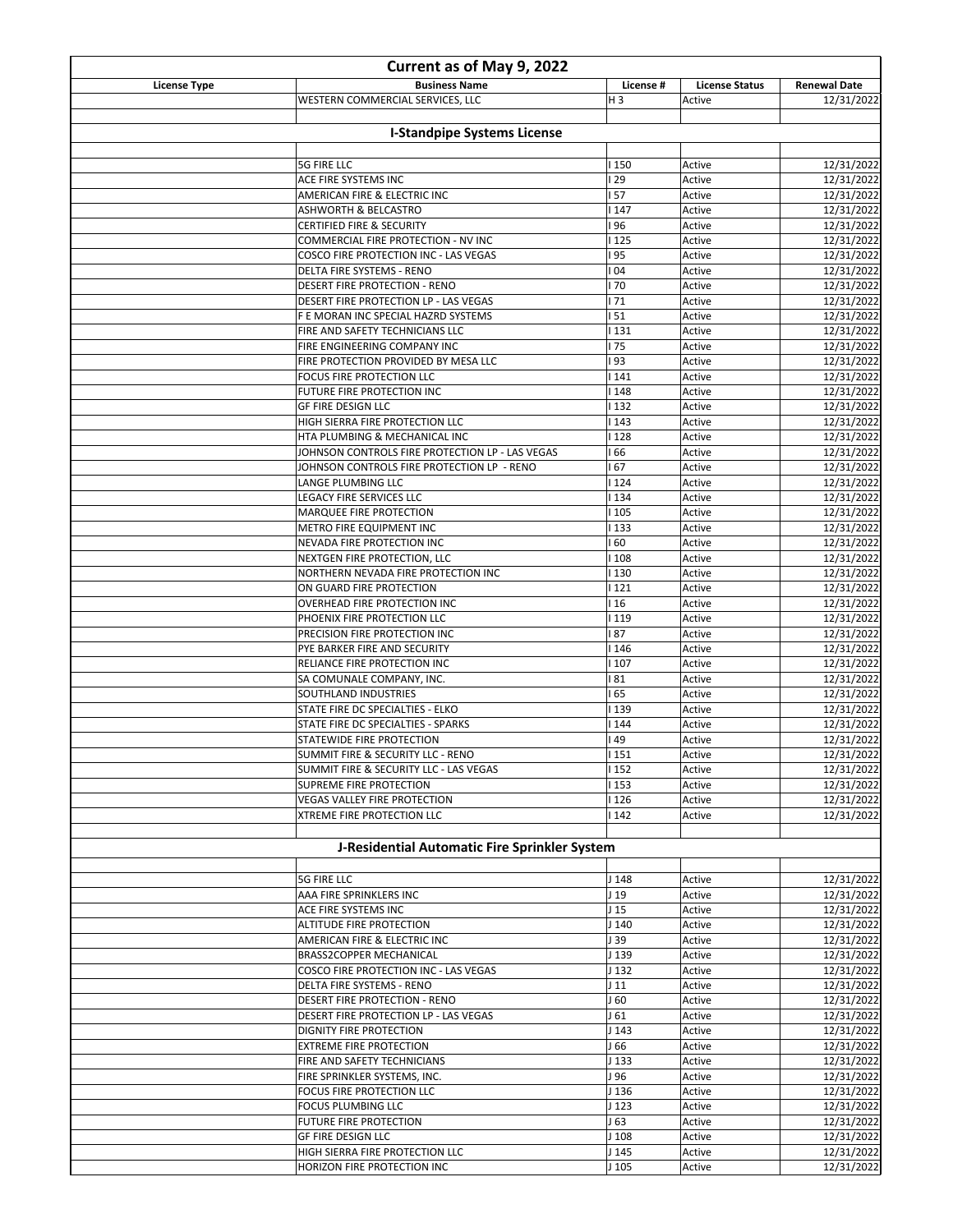## Current as of May 9, 2022

| License Type | Business Name | License # | License Status | Renewal Date |
|---|---|---|---|---|
| | WESTERN COMMERCIAL SERVICES, LLC | H 3 | Active | 12/31/2022 |

### I-Standpipe Systems License

| License Type | Business Name | License # | License Status | Renewal Date |
|---|---|---|---|---|
| | 5G FIRE LLC | I 150 | Active | 12/31/2022 |
| | ACE FIRE SYSTEMS INC | I 29 | Active | 12/31/2022 |
| | AMERICAN FIRE & ELECTRIC INC | I 57 | Active | 12/31/2022 |
| | ASHWORTH & BELCASTRO | I 147 | Active | 12/31/2022 |
| | CERTIFIED FIRE & SECURITY | I 96 | Active | 12/31/2022 |
| | COMMERCIAL FIRE PROTECTION - NV INC | I 125 | Active | 12/31/2022 |
| | COSCO FIRE PROTECTION INC - LAS VEGAS | I 95 | Active | 12/31/2022 |
| | DELTA FIRE SYSTEMS - RENO | I 04 | Active | 12/31/2022 |
| | DESERT FIRE PROTECTION - RENO | I 70 | Active | 12/31/2022 |
| | DESERT FIRE PROTECTION LP - LAS VEGAS | I 71 | Active | 12/31/2022 |
| | F E MORAN INC SPECIAL HAZRD SYSTEMS | I 51 | Active | 12/31/2022 |
| | FIRE AND SAFETY TECHNICIANS LLC | I 131 | Active | 12/31/2022 |
| | FIRE ENGINEERING COMPANY INC | I 75 | Active | 12/31/2022 |
| | FIRE PROTECTION PROVIDED BY MESA LLC | I 93 | Active | 12/31/2022 |
| | FOCUS FIRE PROTECTION LLC | I 141 | Active | 12/31/2022 |
| | FUTURE FIRE PROTECTION INC | I 148 | Active | 12/31/2022 |
| | GF FIRE DESIGN LLC | I 132 | Active | 12/31/2022 |
| | HIGH SIERRA FIRE PROTECTION LLC | I 143 | Active | 12/31/2022 |
| | HTA PLUMBING & MECHANICAL INC | I 128 | Active | 12/31/2022 |
| | JOHNSON CONTROLS FIRE PROTECTION LP - LAS VEGAS | I 66 | Active | 12/31/2022 |
| | JOHNSON CONTROLS FIRE PROTECTION LP - RENO | I 67 | Active | 12/31/2022 |
| | LANGE PLUMBING LLC | I 124 | Active | 12/31/2022 |
| | LEGACY FIRE SERVICES LLC | I 134 | Active | 12/31/2022 |
| | MARQUEE FIRE PROTECTION | I 105 | Active | 12/31/2022 |
| | METRO FIRE EQUIPMENT INC | I 133 | Active | 12/31/2022 |
| | NEVADA FIRE PROTECTION INC | I 60 | Active | 12/31/2022 |
| | NEXTGEN FIRE PROTECTION, LLC | I 108 | Active | 12/31/2022 |
| | NORTHERN NEVADA FIRE PROTECTION INC | I 130 | Active | 12/31/2022 |
| | ON GUARD FIRE PROTECTION | I 121 | Active | 12/31/2022 |
| | OVERHEAD FIRE PROTECTION INC | I 16 | Active | 12/31/2022 |
| | PHOENIX FIRE PROTECTION LLC | I 119 | Active | 12/31/2022 |
| | PRECISION FIRE PROTECTION INC | I 87 | Active | 12/31/2022 |
| | PYE BARKER FIRE AND SECURITY | I 146 | Active | 12/31/2022 |
| | RELIANCE FIRE PROTECTION INC | I 107 | Active | 12/31/2022 |
| | SA COMUNALE COMPANY, INC. | I 81 | Active | 12/31/2022 |
| | SOUTHLAND INDUSTRIES | I 65 | Active | 12/31/2022 |
| | STATE FIRE DC SPECIALTIES - ELKO | I 139 | Active | 12/31/2022 |
| | STATE FIRE DC SPECIALTIES - SPARKS | I 144 | Active | 12/31/2022 |
| | STATEWIDE FIRE PROTECTION | I 49 | Active | 12/31/2022 |
| | SUMMIT FIRE & SECURITY LLC - RENO | I 151 | Active | 12/31/2022 |
| | SUMMIT FIRE & SECURITY LLC - LAS VEGAS | I 152 | Active | 12/31/2022 |
| | SUPREME FIRE PROTECTION | I 153 | Active | 12/31/2022 |
| | VEGAS VALLEY FIRE PROTECTION | I 126 | Active | 12/31/2022 |
| | XTREME FIRE PROTECTION LLC | I 142 | Active | 12/31/2022 |

### J-Residential Automatic Fire Sprinkler System

| License Type | Business Name | License # | License Status | Renewal Date |
|---|---|---|---|---|
| | 5G FIRE LLC | J 148 | Active | 12/31/2022 |
| | AAA FIRE SPRINKLERS INC | J 19 | Active | 12/31/2022 |
| | ACE FIRE SYSTEMS INC | J 15 | Active | 12/31/2022 |
| | ALTITUDE FIRE PROTECTION | J 140 | Active | 12/31/2022 |
| | AMERICAN FIRE & ELECTRIC INC | J 39 | Active | 12/31/2022 |
| | BRASS2COPPER MECHANICAL | J 139 | Active | 12/31/2022 |
| | COSCO FIRE PROTECTION INC - LAS VEGAS | J 132 | Active | 12/31/2022 |
| | DELTA FIRE SYSTEMS - RENO | J 11 | Active | 12/31/2022 |
| | DESERT FIRE PROTECTION - RENO | J 60 | Active | 12/31/2022 |
| | DESERT FIRE PROTECTION LP - LAS VEGAS | J 61 | Active | 12/31/2022 |
| | DIGNITY FIRE PROTECTION | J 143 | Active | 12/31/2022 |
| | EXTREME FIRE PROTECTION | J 66 | Active | 12/31/2022 |
| | FIRE AND SAFETY TECHNICIANS | J 133 | Active | 12/31/2022 |
| | FIRE SPRINKLER SYSTEMS, INC. | J 96 | Active | 12/31/2022 |
| | FOCUS FIRE PROTECTION LLC | J 136 | Active | 12/31/2022 |
| | FOCUS PLUMBING LLC | J 123 | Active | 12/31/2022 |
| | FUTURE FIRE PROTECTION | J 63 | Active | 12/31/2022 |
| | GF FIRE DESIGN LLC | J 108 | Active | 12/31/2022 |
| | HIGH SIERRA FIRE PROTECTION LLC | J 145 | Active | 12/31/2022 |
| | HORIZON FIRE PROTECTION INC | J 105 | Active | 12/31/2022 |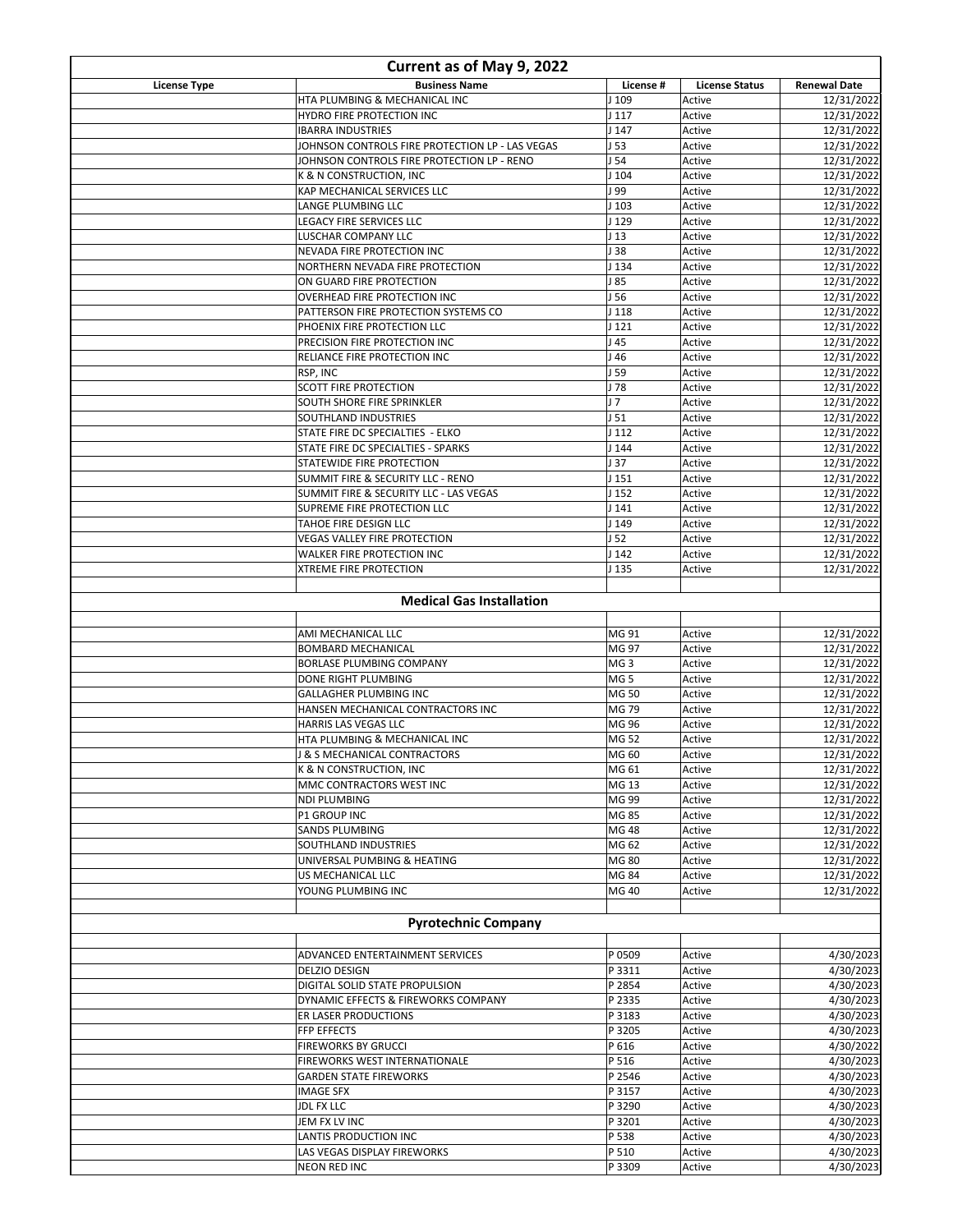| Current as of May 9, 2022 | | | | |
|---|---|---|---|---|
| **License Type** | **Business Name** | **License #** | **License Status** | **Renewal Date** |
| | HTA PLUMBING & MECHANICAL INC | J 109 | Active | 12/31/2022 |
| | HYDRO FIRE PROTECTION INC | J 117 | Active | 12/31/2022 |
| | IBARRA INDUSTRIES | J 147 | Active | 12/31/2022 |
| | JOHNSON CONTROLS FIRE PROTECTION LP - LAS VEGAS | J 53 | Active | 12/31/2022 |
| | JOHNSON CONTROLS FIRE PROTECTION LP - RENO | J 54 | Active | 12/31/2022 |
| | K & N CONSTRUCTION, INC | J 104 | Active | 12/31/2022 |
| | KAP MECHANICAL SERVICES LLC | J 99 | Active | 12/31/2022 |
| | LANGE PLUMBING LLC | J 103 | Active | 12/31/2022 |
| | LEGACY FIRE SERVICES LLC | J 129 | Active | 12/31/2022 |
| | LUSCHAR COMPANY LLC | J 13 | Active | 12/31/2022 |
| | NEVADA FIRE PROTECTION INC | J 38 | Active | 12/31/2022 |
| | NORTHERN NEVADA FIRE PROTECTION | J 134 | Active | 12/31/2022 |
| | ON GUARD FIRE PROTECTION | J 85 | Active | 12/31/2022 |
| | OVERHEAD FIRE PROTECTION INC | J 56 | Active | 12/31/2022 |
| | PATTERSON FIRE PROTECTION SYSTEMS CO | J 118 | Active | 12/31/2022 |
| | PHOENIX FIRE PROTECTION LLC | J 121 | Active | 12/31/2022 |
| | PRECISION FIRE PROTECTION INC | J 45 | Active | 12/31/2022 |
| | RELIANCE FIRE PROTECTION INC | J 46 | Active | 12/31/2022 |
| | RSP, INC | J 59 | Active | 12/31/2022 |
| | SCOTT FIRE PROTECTION | J 78 | Active | 12/31/2022 |
| | SOUTH SHORE FIRE SPRINKLER | J 7 | Active | 12/31/2022 |
| | SOUTHLAND INDUSTRIES | J 51 | Active | 12/31/2022 |
| | STATE FIRE DC SPECIALTIES - ELKO | J 112 | Active | 12/31/2022 |
| | STATE FIRE DC SPECIALTIES - SPARKS | J 144 | Active | 12/31/2022 |
| | STATEWIDE FIRE PROTECTION | J 37 | Active | 12/31/2022 |
| | SUMMIT FIRE & SECURITY LLC - RENO | J 151 | Active | 12/31/2022 |
| | SUMMIT FIRE & SECURITY LLC - LAS VEGAS | J 152 | Active | 12/31/2022 |
| | SUPREME FIRE PROTECTION LLC | J 141 | Active | 12/31/2022 |
| | TAHOE FIRE DESIGN LLC | J 149 | Active | 12/31/2022 |
| | VEGAS VALLEY FIRE PROTECTION | J 52 | Active | 12/31/2022 |
| | WALKER FIRE PROTECTION INC | J 142 | Active | 12/31/2022 |
| | XTREME FIRE PROTECTION | J 135 | Active | 12/31/2022 |
| | | | | |
| | **Medical Gas Installation** | | | |
| | | | | |
| | AMI MECHANICAL LLC | MG 91 | Active | 12/31/2022 |
| | BOMBARD MECHANICAL | MG 97 | Active | 12/31/2022 |
| | BORLASE PLUMBING COMPANY | MG 3 | Active | 12/31/2022 |
| | DONE RIGHT PLUMBING | MG 5 | Active | 12/31/2022 |
| | GALLAGHER PLUMBING INC | MG 50 | Active | 12/31/2022 |
| | HANSEN MECHANICAL CONTRACTORS INC | MG 79 | Active | 12/31/2022 |
| | HARRIS LAS VEGAS LLC | MG 96 | Active | 12/31/2022 |
| | HTA PLUMBING & MECHANICAL INC | MG 52 | Active | 12/31/2022 |
| | J & S MECHANICAL CONTRACTORS | MG 60 | Active | 12/31/2022 |
| | K & N CONSTRUCTION, INC | MG 61 | Active | 12/31/2022 |
| | MMC CONTRACTORS WEST INC | MG 13 | Active | 12/31/2022 |
| | NDI PLUMBING | MG 99 | Active | 12/31/2022 |
| | P1 GROUP INC | MG 85 | Active | 12/31/2022 |
| | SANDS PLUMBING | MG 48 | Active | 12/31/2022 |
| | SOUTHLAND INDUSTRIES | MG 62 | Active | 12/31/2022 |
| | UNIVERSAL PUMBING & HEATING | MG 80 | Active | 12/31/2022 |
| | US MECHANICAL LLC | MG 84 | Active | 12/31/2022 |
| | YOUNG PLUMBING INC | MG 40 | Active | 12/31/2022 |
| | | | | |
| | **Pyrotechnic Company** | | | |
| | | | | |
| | ADVANCED ENTERTAINMENT SERVICES | P 0509 | Active | 4/30/2023 |
| | DELZIO DESIGN | P 3311 | Active | 4/30/2023 |
| | DIGITAL SOLID STATE PROPULSION | P 2854 | Active | 4/30/2023 |
| | DYNAMIC EFFECTS & FIREWORKS COMPANY | P 2335 | Active | 4/30/2023 |
| | ER LASER PRODUCTIONS | P 3183 | Active | 4/30/2023 |
| | FFP EFFECTS | P 3205 | Active | 4/30/2023 |
| | FIREWORKS BY GRUCCI | P 616 | Active | 4/30/2022 |
| | FIREWORKS WEST INTERNATIONALE | P 516 | Active | 4/30/2023 |
| | GARDEN STATE FIREWORKS | P 2546 | Active | 4/30/2023 |
| | IMAGE SFX | P 3157 | Active | 4/30/2023 |
| | JDL FX LLC | P 3290 | Active | 4/30/2023 |
| | JEM FX LV INC | P 3201 | Active | 4/30/2023 |
| | LANTIS PRODUCTION INC | P 538 | Active | 4/30/2023 |
| | LAS VEGAS DISPLAY FIREWORKS | P 510 | Active | 4/30/2023 |
| | NEON RED INC | P 3309 | Active | 4/30/2023 |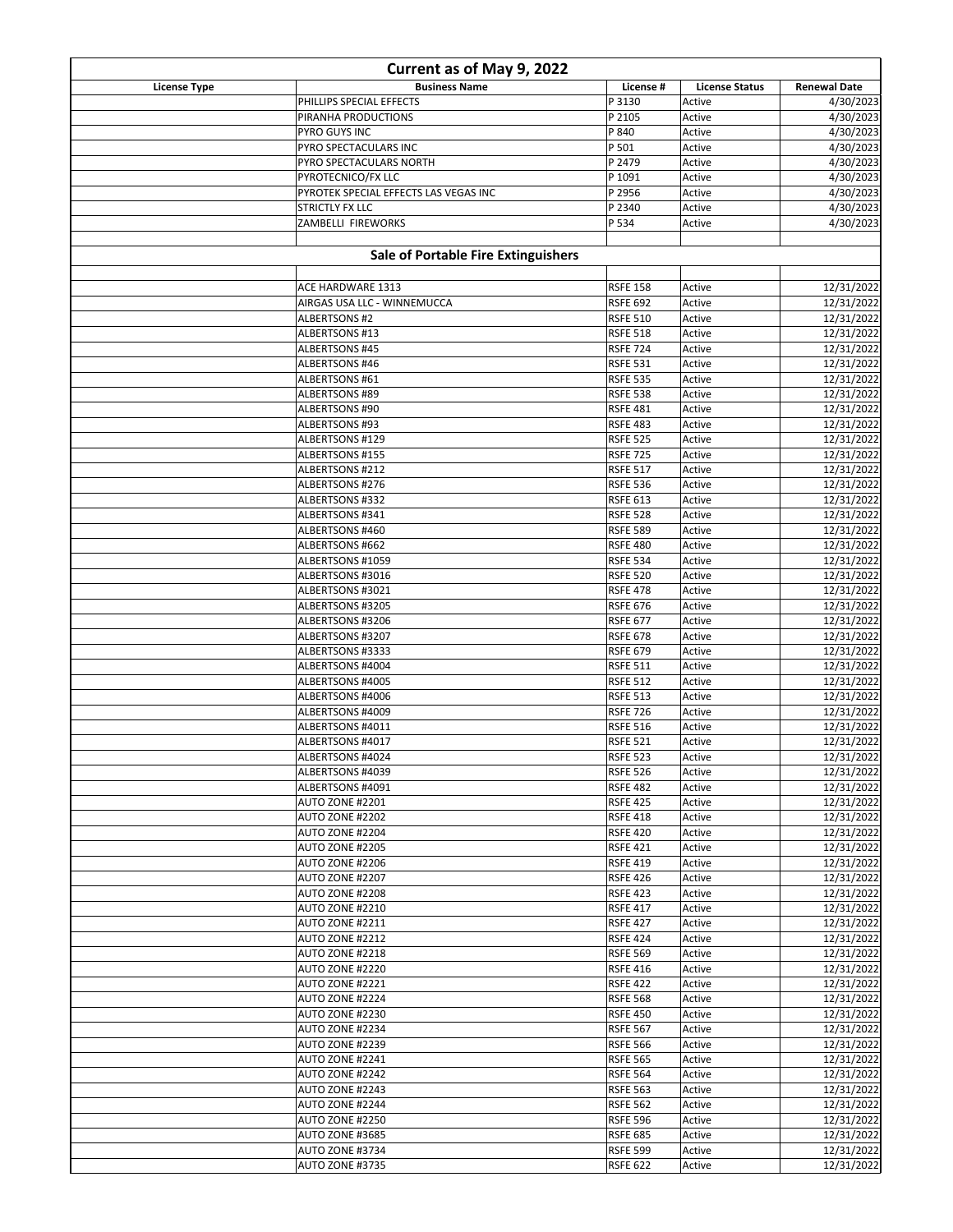| Current as of May 9, 2022 | | | | |
|---|---|---|---|---|
| **License Type** | **Business Name** | **License #** | **License Status** | **Renewal Date** |
| | PHILLIPS SPECIAL EFFECTS | P 3130 | Active | 4/30/2023 |
| | PIRANHA PRODUCTIONS | P 2105 | Active | 4/30/2023 |
| | PYRO GUYS INC | P 840 | Active | 4/30/2023 |
| | PYRO SPECTACULARS INC | P 501 | Active | 4/30/2023 |
| | PYRO SPECTACULARS NORTH | P 2479 | Active | 4/30/2023 |
| | PYROTECNICO/FX LLC | P 1091 | Active | 4/30/2023 |
| | PYROTEK SPECIAL EFFECTS LAS VEGAS INC | P 2956 | Active | 4/30/2023 |
| | STRICTLY FX LLC | P 2340 | Active | 4/30/2023 |
| | ZAMBELLI FIREWORKS | P 534 | Active | 4/30/2023 |
| | | | | |
| | **Sale of Portable Fire Extinguishers** | | | |
| | | | | |
| | ACE HARDWARE 1313 | RSFE 158 | Active | 12/31/2022 |
| | AIRGAS USA LLC - WINNEMUCCA | RSFE 692 | Active | 12/31/2022 |
| | ALBERTSONS #2 | RSFE 510 | Active | 12/31/2022 |
| | ALBERTSONS #13 | RSFE 518 | Active | 12/31/2022 |
| | ALBERTSONS #45 | RSFE 724 | Active | 12/31/2022 |
| | ALBERTSONS #46 | RSFE 531 | Active | 12/31/2022 |
| | ALBERTSONS #61 | RSFE 535 | Active | 12/31/2022 |
| | ALBERTSONS #89 | RSFE 538 | Active | 12/31/2022 |
| | ALBERTSONS #90 | RSFE 481 | Active | 12/31/2022 |
| | ALBERTSONS #93 | RSFE 483 | Active | 12/31/2022 |
| | ALBERTSONS #129 | RSFE 525 | Active | 12/31/2022 |
| | ALBERTSONS #155 | RSFE 725 | Active | 12/31/2022 |
| | ALBERTSONS #212 | RSFE 517 | Active | 12/31/2022 |
| | ALBERTSONS #276 | RSFE 536 | Active | 12/31/2022 |
| | ALBERTSONS #332 | RSFE 613 | Active | 12/31/2022 |
| | ALBERTSONS #341 | RSFE 528 | Active | 12/31/2022 |
| | ALBERTSONS #460 | RSFE 589 | Active | 12/31/2022 |
| | ALBERTSONS #662 | RSFE 480 | Active | 12/31/2022 |
| | ALBERTSONS #1059 | RSFE 534 | Active | 12/31/2022 |
| | ALBERTSONS #3016 | RSFE 520 | Active | 12/31/2022 |
| | ALBERTSONS #3021 | RSFE 478 | Active | 12/31/2022 |
| | ALBERTSONS #3205 | RSFE 676 | Active | 12/31/2022 |
| | ALBERTSONS #3206 | RSFE 677 | Active | 12/31/2022 |
| | ALBERTSONS #3207 | RSFE 678 | Active | 12/31/2022 |
| | ALBERTSONS #3333 | RSFE 679 | Active | 12/31/2022 |
| | ALBERTSONS #4004 | RSFE 511 | Active | 12/31/2022 |
| | ALBERTSONS #4005 | RSFE 512 | Active | 12/31/2022 |
| | ALBERTSONS #4006 | RSFE 513 | Active | 12/31/2022 |
| | ALBERTSONS #4009 | RSFE 726 | Active | 12/31/2022 |
| | ALBERTSONS #4011 | RSFE 516 | Active | 12/31/2022 |
| | ALBERTSONS #4017 | RSFE 521 | Active | 12/31/2022 |
| | ALBERTSONS #4024 | RSFE 523 | Active | 12/31/2022 |
| | ALBERTSONS #4039 | RSFE 526 | Active | 12/31/2022 |
| | ALBERTSONS #4091 | RSFE 482 | Active | 12/31/2022 |
| | AUTO ZONE #2201 | RSFE 425 | Active | 12/31/2022 |
| | AUTO ZONE #2202 | RSFE 418 | Active | 12/31/2022 |
| | AUTO ZONE #2204 | RSFE 420 | Active | 12/31/2022 |
| | AUTO ZONE #2205 | RSFE 421 | Active | 12/31/2022 |
| | AUTO ZONE #2206 | RSFE 419 | Active | 12/31/2022 |
| | AUTO ZONE #2207 | RSFE 426 | Active | 12/31/2022 |
| | AUTO ZONE #2208 | RSFE 423 | Active | 12/31/2022 |
| | AUTO ZONE #2210 | RSFE 417 | Active | 12/31/2022 |
| | AUTO ZONE #2211 | RSFE 427 | Active | 12/31/2022 |
| | AUTO ZONE #2212 | RSFE 424 | Active | 12/31/2022 |
| | AUTO ZONE #2218 | RSFE 569 | Active | 12/31/2022 |
| | AUTO ZONE #2220 | RSFE 416 | Active | 12/31/2022 |
| | AUTO ZONE #2221 | RSFE 422 | Active | 12/31/2022 |
| | AUTO ZONE #2224 | RSFE 568 | Active | 12/31/2022 |
| | AUTO ZONE #2230 | RSFE 450 | Active | 12/31/2022 |
| | AUTO ZONE #2234 | RSFE 567 | Active | 12/31/2022 |
| | AUTO ZONE #2239 | RSFE 566 | Active | 12/31/2022 |
| | AUTO ZONE #2241 | RSFE 565 | Active | 12/31/2022 |
| | AUTO ZONE #2242 | RSFE 564 | Active | 12/31/2022 |
| | AUTO ZONE #2243 | RSFE 563 | Active | 12/31/2022 |
| | AUTO ZONE #2244 | RSFE 562 | Active | 12/31/2022 |
| | AUTO ZONE #2250 | RSFE 596 | Active | 12/31/2022 |
| | AUTO ZONE #3685 | RSFE 685 | Active | 12/31/2022 |
| | AUTO ZONE #3734 | RSFE 599 | Active | 12/31/2022 |
| | AUTO ZONE #3735 | RSFE 622 | Active | 12/31/2022 |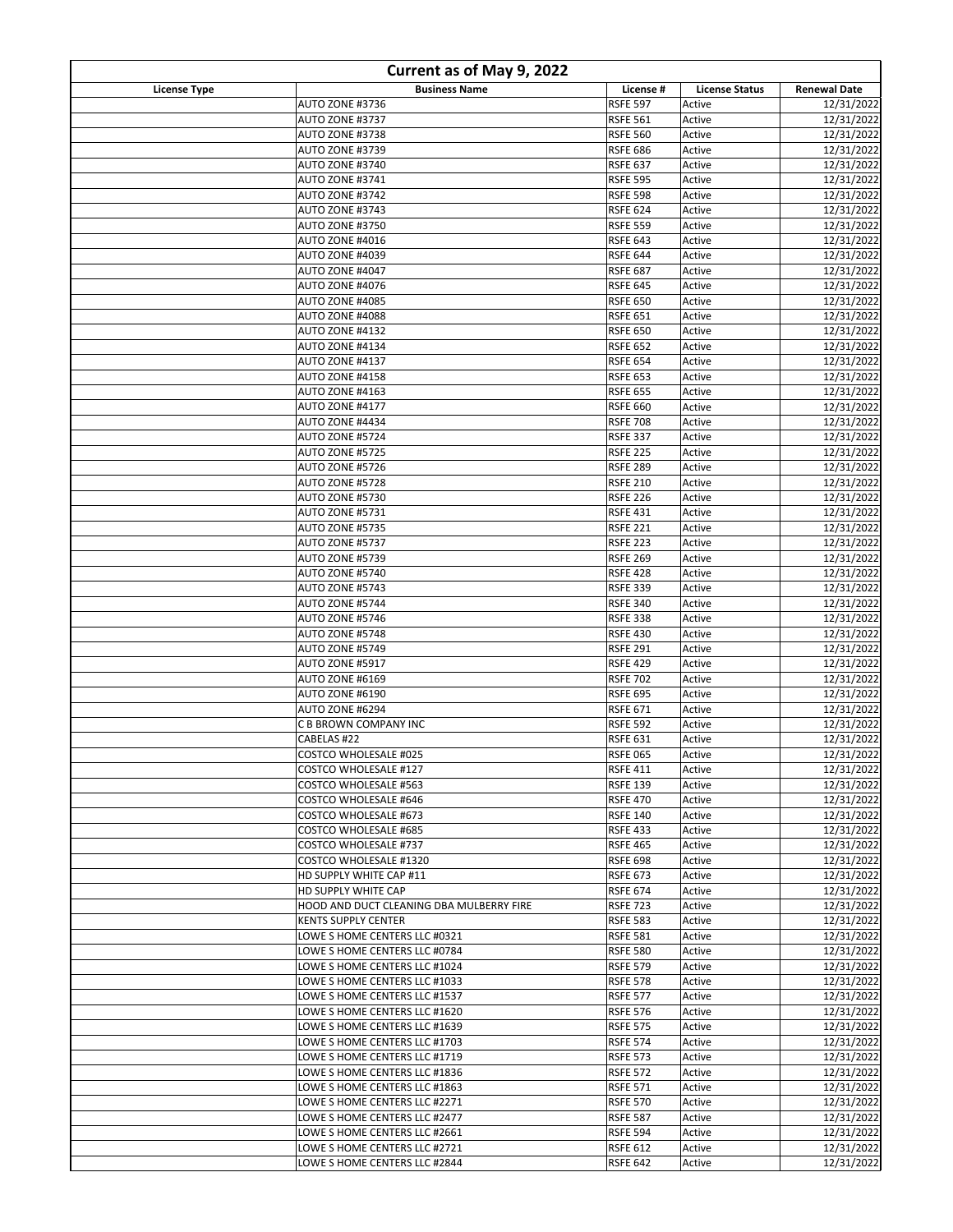| Current as of May 9, 2022 | | | | |
|---|---|---|---|---|
| **License Type** | **Business Name** | **License #** | **License Status** | **Renewal Date** |
| | AUTO ZONE #3736 | RSFE 597 | Active | 12/31/2022 |
| | AUTO ZONE #3737 | RSFE 561 | Active | 12/31/2022 |
| | AUTO ZONE #3738 | RSFE 560 | Active | 12/31/2022 |
| | AUTO ZONE #3739 | RSFE 686 | Active | 12/31/2022 |
| | AUTO ZONE #3740 | RSFE 637 | Active | 12/31/2022 |
| | AUTO ZONE #3741 | RSFE 595 | Active | 12/31/2022 |
| | AUTO ZONE #3742 | RSFE 598 | Active | 12/31/2022 |
| | AUTO ZONE #3743 | RSFE 624 | Active | 12/31/2022 |
| | AUTO ZONE #3750 | RSFE 559 | Active | 12/31/2022 |
| | AUTO ZONE #4016 | RSFE 643 | Active | 12/31/2022 |
| | AUTO ZONE #4039 | RSFE 644 | Active | 12/31/2022 |
| | AUTO ZONE #4047 | RSFE 687 | Active | 12/31/2022 |
| | AUTO ZONE #4076 | RSFE 645 | Active | 12/31/2022 |
| | AUTO ZONE #4085 | RSFE 650 | Active | 12/31/2022 |
| | AUTO ZONE #4088 | RSFE 651 | Active | 12/31/2022 |
| | AUTO ZONE #4132 | RSFE 650 | Active | 12/31/2022 |
| | AUTO ZONE #4134 | RSFE 652 | Active | 12/31/2022 |
| | AUTO ZONE #4137 | RSFE 654 | Active | 12/31/2022 |
| | AUTO ZONE #4158 | RSFE 653 | Active | 12/31/2022 |
| | AUTO ZONE #4163 | RSFE 655 | Active | 12/31/2022 |
| | AUTO ZONE #4177 | RSFE 660 | Active | 12/31/2022 |
| | AUTO ZONE #4434 | RSFE 708 | Active | 12/31/2022 |
| | AUTO ZONE #5724 | RSFE 337 | Active | 12/31/2022 |
| | AUTO ZONE #5725 | RSFE 225 | Active | 12/31/2022 |
| | AUTO ZONE #5726 | RSFE 289 | Active | 12/31/2022 |
| | AUTO ZONE #5728 | RSFE 210 | Active | 12/31/2022 |
| | AUTO ZONE #5730 | RSFE 226 | Active | 12/31/2022 |
| | AUTO ZONE #5731 | RSFE 431 | Active | 12/31/2022 |
| | AUTO ZONE #5735 | RSFE 221 | Active | 12/31/2022 |
| | AUTO ZONE #5737 | RSFE 223 | Active | 12/31/2022 |
| | AUTO ZONE #5739 | RSFE 269 | Active | 12/31/2022 |
| | AUTO ZONE #5740 | RSFE 428 | Active | 12/31/2022 |
| | AUTO ZONE #5743 | RSFE 339 | Active | 12/31/2022 |
| | AUTO ZONE #5744 | RSFE 340 | Active | 12/31/2022 |
| | AUTO ZONE #5746 | RSFE 338 | Active | 12/31/2022 |
| | AUTO ZONE #5748 | RSFE 430 | Active | 12/31/2022 |
| | AUTO ZONE #5749 | RSFE 291 | Active | 12/31/2022 |
| | AUTO ZONE #5917 | RSFE 429 | Active | 12/31/2022 |
| | AUTO ZONE #6169 | RSFE 702 | Active | 12/31/2022 |
| | AUTO ZONE #6190 | RSFE 695 | Active | 12/31/2022 |
| | AUTO ZONE #6294 | RSFE 671 | Active | 12/31/2022 |
| | C B BROWN COMPANY INC | RSFE 592 | Active | 12/31/2022 |
| | CABELAS #22 | RSFE 631 | Active | 12/31/2022 |
| | COSTCO WHOLESALE #025 | RSFE 065 | Active | 12/31/2022 |
| | COSTCO WHOLESALE #127 | RSFE 411 | Active | 12/31/2022 |
| | COSTCO WHOLESALE #563 | RSFE 139 | Active | 12/31/2022 |
| | COSTCO WHOLESALE #646 | RSFE 470 | Active | 12/31/2022 |
| | COSTCO WHOLESALE #673 | RSFE 140 | Active | 12/31/2022 |
| | COSTCO WHOLESALE #685 | RSFE 433 | Active | 12/31/2022 |
| | COSTCO WHOLESALE #737 | RSFE 465 | Active | 12/31/2022 |
| | COSTCO WHOLESALE #1320 | RSFE 698 | Active | 12/31/2022 |
| | HD SUPPLY WHITE CAP #11 | RSFE 673 | Active | 12/31/2022 |
| | HD SUPPLY WHITE CAP | RSFE 674 | Active | 12/31/2022 |
| | HOOD AND DUCT CLEANING DBA MULBERRY FIRE | RSFE 723 | Active | 12/31/2022 |
| | KENTS SUPPLY CENTER | RSFE 583 | Active | 12/31/2022 |
| | LOWE S HOME CENTERS LLC #0321 | RSFE 581 | Active | 12/31/2022 |
| | LOWE S HOME CENTERS LLC #0784 | RSFE 580 | Active | 12/31/2022 |
| | LOWE S HOME CENTERS LLC #1024 | RSFE 579 | Active | 12/31/2022 |
| | LOWE S HOME CENTERS LLC #1033 | RSFE 578 | Active | 12/31/2022 |
| | LOWE S HOME CENTERS LLC #1537 | RSFE 577 | Active | 12/31/2022 |
| | LOWE S HOME CENTERS LLC #1620 | RSFE 576 | Active | 12/31/2022 |
| | LOWE S HOME CENTERS LLC #1639 | RSFE 575 | Active | 12/31/2022 |
| | LOWE S HOME CENTERS LLC #1703 | RSFE 574 | Active | 12/31/2022 |
| | LOWE S HOME CENTERS LLC #1719 | RSFE 573 | Active | 12/31/2022 |
| | LOWE S HOME CENTERS LLC #1836 | RSFE 572 | Active | 12/31/2022 |
| | LOWE S HOME CENTERS LLC #1863 | RSFE 571 | Active | 12/31/2022 |
| | LOWE S HOME CENTERS LLC #2271 | RSFE 570 | Active | 12/31/2022 |
| | LOWE S HOME CENTERS LLC #2477 | RSFE 587 | Active | 12/31/2022 |
| | LOWE S HOME CENTERS LLC #2661 | RSFE 594 | Active | 12/31/2022 |
| | LOWE S HOME CENTERS LLC #2721 | RSFE 612 | Active | 12/31/2022 |
| | LOWE S HOME CENTERS LLC #2844 | RSFE 642 | Active | 12/31/2022 |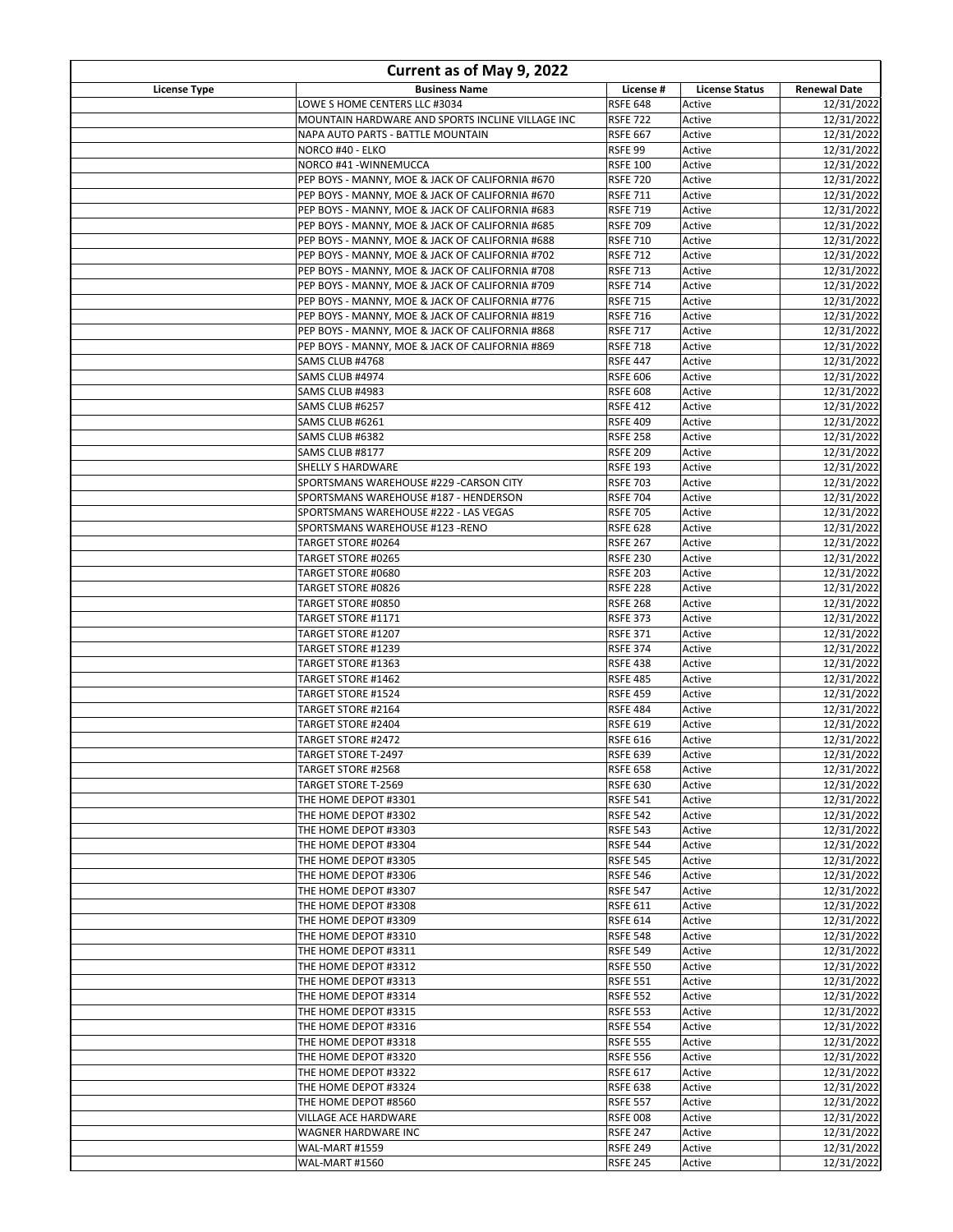| Current as of May 9, 2022 | | | | |
|---|---|---|---|---|
| **License Type** | **Business Name** | **License #** | **License Status** | **Renewal Date** |
| | LOWE S HOME CENTERS LLC #3034 | RSFE 648 | Active | 12/31/2022 |
| | MOUNTAIN HARDWARE AND SPORTS INCLINE VILLAGE INC | RSFE 722 | Active | 12/31/2022 |
| | NAPA AUTO PARTS - BATTLE MOUNTAIN | RSFE 667 | Active | 12/31/2022 |
| | NORCO #40 - ELKO | RSFE 99 | Active | 12/31/2022 |
| | NORCO #41 -WINNEMUCCA | RSFE 100 | Active | 12/31/2022 |
| | PEP BOYS - MANNY, MOE & JACK OF CALIFORNIA #670 | RSFE 720 | Active | 12/31/2022 |
| | PEP BOYS - MANNY, MOE & JACK OF CALIFORNIA #670 | RSFE 711 | Active | 12/31/2022 |
| | PEP BOYS - MANNY, MOE & JACK OF CALIFORNIA #683 | RSFE 719 | Active | 12/31/2022 |
| | PEP BOYS - MANNY, MOE & JACK OF CALIFORNIA #685 | RSFE 709 | Active | 12/31/2022 |
| | PEP BOYS - MANNY, MOE & JACK OF CALIFORNIA #688 | RSFE 710 | Active | 12/31/2022 |
| | PEP BOYS - MANNY, MOE & JACK OF CALIFORNIA #702 | RSFE 712 | Active | 12/31/2022 |
| | PEP BOYS - MANNY, MOE & JACK OF CALIFORNIA #708 | RSFE 713 | Active | 12/31/2022 |
| | PEP BOYS - MANNY, MOE & JACK OF CALIFORNIA #709 | RSFE 714 | Active | 12/31/2022 |
| | PEP BOYS - MANNY, MOE & JACK OF CALIFORNIA #776 | RSFE 715 | Active | 12/31/2022 |
| | PEP BOYS - MANNY, MOE & JACK OF CALIFORNIA #819 | RSFE 716 | Active | 12/31/2022 |
| | PEP BOYS - MANNY, MOE & JACK OF CALIFORNIA #868 | RSFE 717 | Active | 12/31/2022 |
| | PEP BOYS - MANNY, MOE & JACK OF CALIFORNIA #869 | RSFE 718 | Active | 12/31/2022 |
| | SAMS CLUB #4768 | RSFE 447 | Active | 12/31/2022 |
| | SAMS CLUB #4974 | RSFE 606 | Active | 12/31/2022 |
| | SAMS CLUB #4983 | RSFE 608 | Active | 12/31/2022 |
| | SAMS CLUB #6257 | RSFE 412 | Active | 12/31/2022 |
| | SAMS CLUB #6261 | RSFE 409 | Active | 12/31/2022 |
| | SAMS CLUB #6382 | RSFE 258 | Active | 12/31/2022 |
| | SAMS CLUB #8177 | RSFE 209 | Active | 12/31/2022 |
| | SHELLY S HARDWARE | RSFE 193 | Active | 12/31/2022 |
| | SPORTSMANS WAREHOUSE #229 -CARSON CITY | RSFE 703 | Active | 12/31/2022 |
| | SPORTSMANS WAREHOUSE #187 - HENDERSON | RSFE 704 | Active | 12/31/2022 |
| | SPORTSMANS WAREHOUSE #222 - LAS VEGAS | RSFE 705 | Active | 12/31/2022 |
| | SPORTSMANS WAREHOUSE #123 -RENO | RSFE 628 | Active | 12/31/2022 |
| | TARGET STORE #0264 | RSFE 267 | Active | 12/31/2022 |
| | TARGET STORE #0265 | RSFE 230 | Active | 12/31/2022 |
| | TARGET STORE #0680 | RSFE 203 | Active | 12/31/2022 |
| | TARGET STORE #0826 | RSFE 228 | Active | 12/31/2022 |
| | TARGET STORE #0850 | RSFE 268 | Active | 12/31/2022 |
| | TARGET STORE #1171 | RSFE 373 | Active | 12/31/2022 |
| | TARGET STORE #1207 | RSFE 371 | Active | 12/31/2022 |
| | TARGET STORE #1239 | RSFE 374 | Active | 12/31/2022 |
| | TARGET STORE #1363 | RSFE 438 | Active | 12/31/2022 |
| | TARGET STORE #1462 | RSFE 485 | Active | 12/31/2022 |
| | TARGET STORE #1524 | RSFE 459 | Active | 12/31/2022 |
| | TARGET STORE #2164 | RSFE 484 | Active | 12/31/2022 |
| | TARGET STORE #2404 | RSFE 619 | Active | 12/31/2022 |
| | TARGET STORE #2472 | RSFE 616 | Active | 12/31/2022 |
| | TARGET STORE T-2497 | RSFE 639 | Active | 12/31/2022 |
| | TARGET STORE #2568 | RSFE 658 | Active | 12/31/2022 |
| | TARGET STORE T-2569 | RSFE 630 | Active | 12/31/2022 |
| | THE HOME DEPOT #3301 | RSFE 541 | Active | 12/31/2022 |
| | THE HOME DEPOT #3302 | RSFE 542 | Active | 12/31/2022 |
| | THE HOME DEPOT #3303 | RSFE 543 | Active | 12/31/2022 |
| | THE HOME DEPOT #3304 | RSFE 544 | Active | 12/31/2022 |
| | THE HOME DEPOT #3305 | RSFE 545 | Active | 12/31/2022 |
| | THE HOME DEPOT #3306 | RSFE 546 | Active | 12/31/2022 |
| | THE HOME DEPOT #3307 | RSFE 547 | Active | 12/31/2022 |
| | THE HOME DEPOT #3308 | RSFE 611 | Active | 12/31/2022 |
| | THE HOME DEPOT #3309 | RSFE 614 | Active | 12/31/2022 |
| | THE HOME DEPOT #3310 | RSFE 548 | Active | 12/31/2022 |
| | THE HOME DEPOT #3311 | RSFE 549 | Active | 12/31/2022 |
| | THE HOME DEPOT #3312 | RSFE 550 | Active | 12/31/2022 |
| | THE HOME DEPOT #3313 | RSFE 551 | Active | 12/31/2022 |
| | THE HOME DEPOT #3314 | RSFE 552 | Active | 12/31/2022 |
| | THE HOME DEPOT #3315 | RSFE 553 | Active | 12/31/2022 |
| | THE HOME DEPOT #3316 | RSFE 554 | Active | 12/31/2022 |
| | THE HOME DEPOT #3318 | RSFE 555 | Active | 12/31/2022 |
| | THE HOME DEPOT #3320 | RSFE 556 | Active | 12/31/2022 |
| | THE HOME DEPOT #3322 | RSFE 617 | Active | 12/31/2022 |
| | THE HOME DEPOT #3324 | RSFE 638 | Active | 12/31/2022 |
| | THE HOME DEPOT #8560 | RSFE 557 | Active | 12/31/2022 |
| | VILLAGE ACE HARDWARE | RSFE 008 | Active | 12/31/2022 |
| | WAGNER HARDWARE INC | RSFE 247 | Active | 12/31/2022 |
| | WAL-MART #1559 | RSFE 249 | Active | 12/31/2022 |
| | WAL-MART #1560 | RSFE 245 | Active | 12/31/2022 |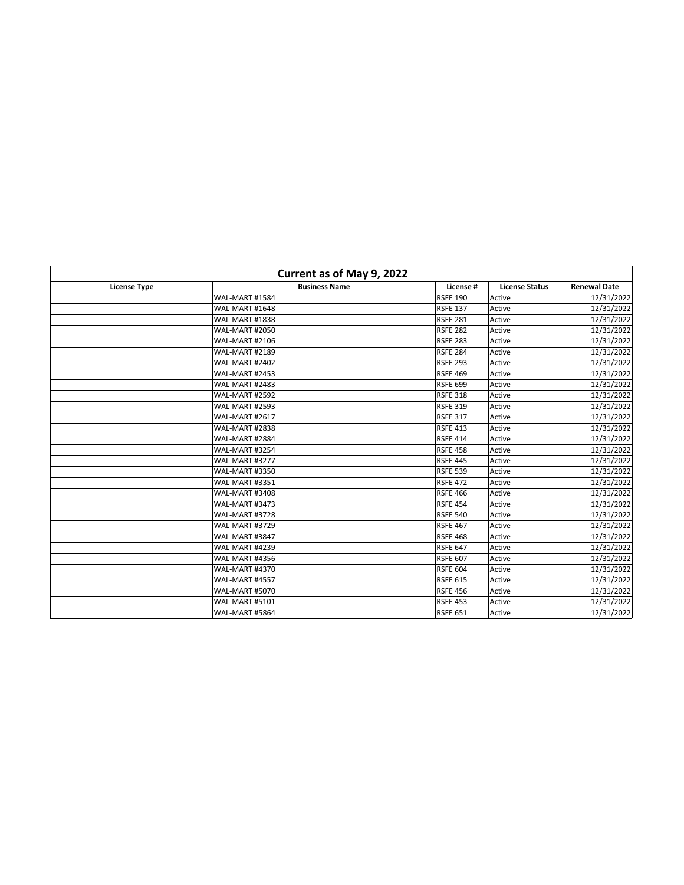| Current as of May 9, 2022 | | | | |
|---|---|---|---|---|
| **License Type** | **Business Name** | **License #** | **License Status** | **Renewal Date** |
| | WAL-MART #1584 | RSFE 190 | Active | 12/31/2022 |
| | WAL-MART #1648 | RSFE 137 | Active | 12/31/2022 |
| | WAL-MART #1838 | RSFE 281 | Active | 12/31/2022 |
| | WAL-MART #2050 | RSFE 282 | Active | 12/31/2022 |
| | WAL-MART #2106 | RSFE 283 | Active | 12/31/2022 |
| | WAL-MART #2189 | RSFE 284 | Active | 12/31/2022 |
| | WAL-MART #2402 | RSFE 293 | Active | 12/31/2022 |
| | WAL-MART #2453 | RSFE 469 | Active | 12/31/2022 |
| | WAL-MART #2483 | RSFE 699 | Active | 12/31/2022 |
| | WAL-MART #2592 | RSFE 318 | Active | 12/31/2022 |
| | WAL-MART #2593 | RSFE 319 | Active | 12/31/2022 |
| | WAL-MART #2617 | RSFE 317 | Active | 12/31/2022 |
| | WAL-MART #2838 | RSFE 413 | Active | 12/31/2022 |
| | WAL-MART #2884 | RSFE 414 | Active | 12/31/2022 |
| | WAL-MART #3254 | RSFE 458 | Active | 12/31/2022 |
| | WAL-MART #3277 | RSFE 445 | Active | 12/31/2022 |
| | WAL-MART #3350 | RSFE 539 | Active | 12/31/2022 |
| | WAL-MART #3351 | RSFE 472 | Active | 12/31/2022 |
| | WAL-MART #3408 | RSFE 466 | Active | 12/31/2022 |
| | WAL-MART #3473 | RSFE 454 | Active | 12/31/2022 |
| | WAL-MART #3728 | RSFE 540 | Active | 12/31/2022 |
| | WAL-MART #3729 | RSFE 467 | Active | 12/31/2022 |
| | WAL-MART #3847 | RSFE 468 | Active | 12/31/2022 |
| | WAL-MART #4239 | RSFE 647 | Active | 12/31/2022 |
| | WAL-MART #4356 | RSFE 607 | Active | 12/31/2022 |
| | WAL-MART #4370 | RSFE 604 | Active | 12/31/2022 |
| | WAL-MART #4557 | RSFE 615 | Active | 12/31/2022 |
| | WAL-MART #5070 | RSFE 456 | Active | 12/31/2022 |
| | WAL-MART #5101 | RSFE 453 | Active | 12/31/2022 |
| | WAL-MART #5864 | RSFE 651 | Active | 12/31/2022 |